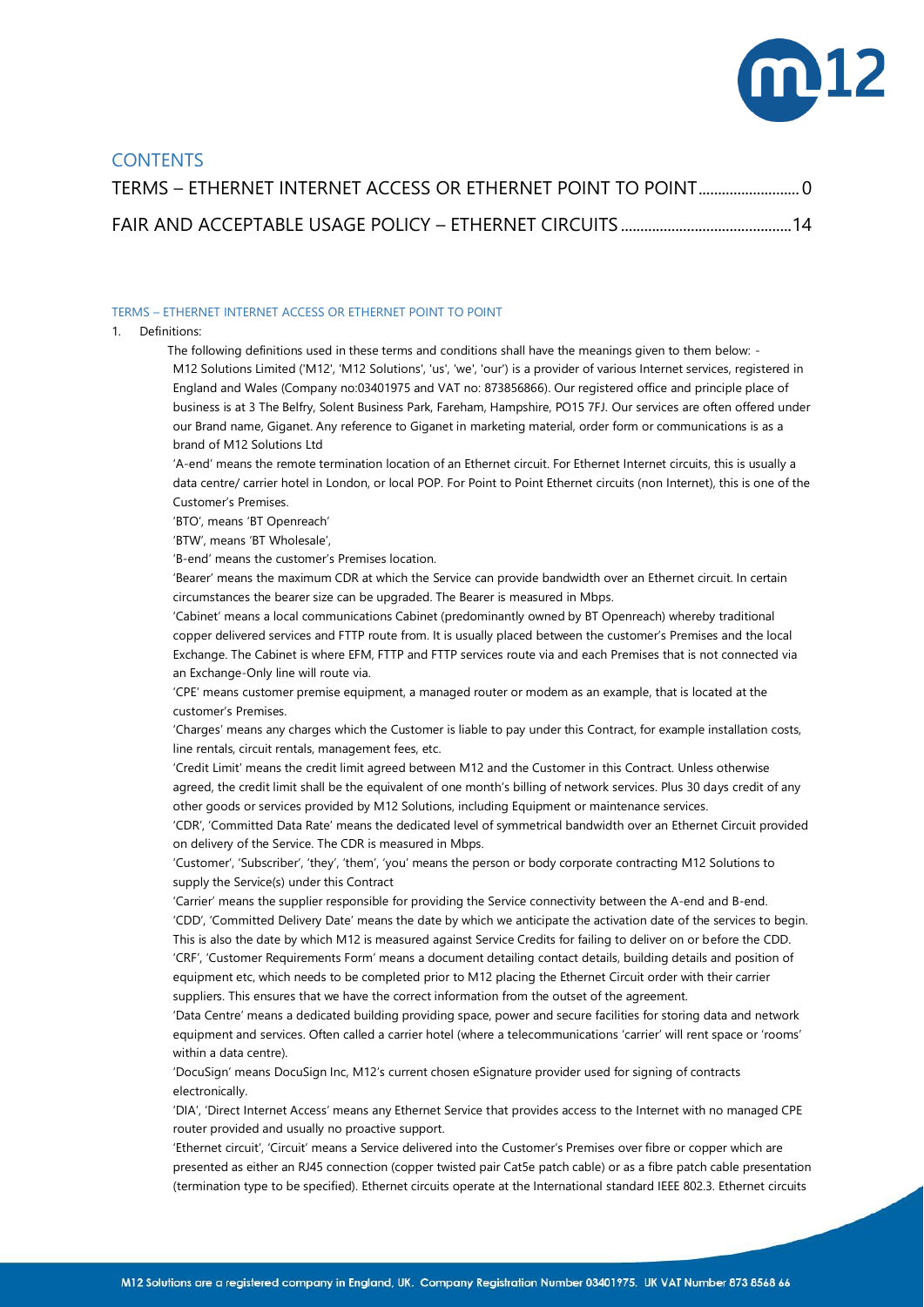## CONTENTS

TERMS – ETHERNET INTERNET ACCESS OR ETHERNET POINT TO POINT .......................... 0

FAIR AND ACCEPTABLE USAGE POLICY – ETHERNET CIRCUITS ............................................ 14

### TERMS – ETHERNET INTERNET ACCESS OR ETHERNET POINT TO POINT

1. Definitions:

The following definitions used in these terms and conditions shall have the meanings given to them below: -

M12 Solutions Limited ('M12', 'M12 Solutions', 'us', 'we', 'our') is a provider of various Internet services, registered in England and Wales (Company no:03401975 and VAT no: 873856866). Our registered office and principle place of business is at 3 The Belfry, Solent Business Park, Fareham, Hampshire, PO15 7FJ. Our services are often offered under our Brand name, Giganet. Any reference to Giganet in marketing material, order form or communications is as a brand of M12 Solutions Ltd

'A-end' means the remote termination location of an Ethernet circuit. For Ethernet Internet circuits, this is usually a data centre/ carrier hotel in London, or local POP. For Point to Point Ethernet circuits (non Internet), this is one of the Customer's Premises.

'BTO', means 'BT Openreach'

'BTW', means 'BT Wholesale',

'B-end' means the customer's Premises location.

'Bearer' means the maximum CDR at which the Service can provide bandwidth over an Ethernet circuit. In certain circumstances the bearer size can be upgraded. The Bearer is measured in Mbps.

'Cabinet' means a local communications Cabinet (predominantly owned by BT Openreach) whereby traditional copper delivered services and FTTP route from. It is usually placed between the customer's Premises and the local Exchange. The Cabinet is where EFM, FTTP and FTTP services route via and each Premises that is not connected via an Exchange-Only line will route via.

'CPE' means customer premise equipment, a managed router or modem as an example, that is located at the customer's Premises.

'Charges' means any charges which the Customer is liable to pay under this Contract, for example installation costs, line rentals, circuit rentals, management fees, etc.

'Credit Limit' means the credit limit agreed between M12 and the Customer in this Contract. Unless otherwise agreed, the credit limit shall be the equivalent of one month's billing of network services. Plus 30 days credit of any other goods or services provided by M12 Solutions, including Equipment or maintenance services.

'CDR', 'Committed Data Rate' means the dedicated level of symmetrical bandwidth over an Ethernet Circuit provided on delivery of the Service. The CDR is measured in Mbps.

'Customer', 'Subscriber', 'they', 'them', 'you' means the person or body corporate contracting M12 Solutions to supply the Service(s) under this Contract

'Carrier' means the supplier responsible for providing the Service connectivity between the A-end and B-end.

'CDD', 'Committed Delivery Date' means the date by which we anticipate the activation date of the services to begin. This is also the date by which M12 is measured against Service Credits for failing to deliver on or before the CDD.

'CRF', 'Customer Requirements Form' means a document detailing contact details, building details and position of equipment etc, which needs to be completed prior to M12 placing the Ethernet Circuit order with their carrier suppliers. This ensures that we have the correct information from the outset of the agreement.

'Data Centre' means a dedicated building providing space, power and secure facilities for storing data and network equipment and services. Often called a carrier hotel (where a telecommunications 'carrier' will rent space or 'rooms' within a data centre).

'DocuSign' means DocuSign Inc, M12's current chosen eSignature provider used for signing of contracts electronically.

'DIA', 'Direct Internet Access' means any Ethernet Service that provides access to the Internet with no managed CPE router provided and usually no proactive support.

'Ethernet circuit', 'Circuit' means a Service delivered into the Customer's Premises over fibre or copper which are presented as either an RJ45 connection (copper twisted pair Cat5e patch cable) or as a fibre patch cable presentation (termination type to be specified). Ethernet circuits operate at the International standard IEEE 802.3. Ethernet circuits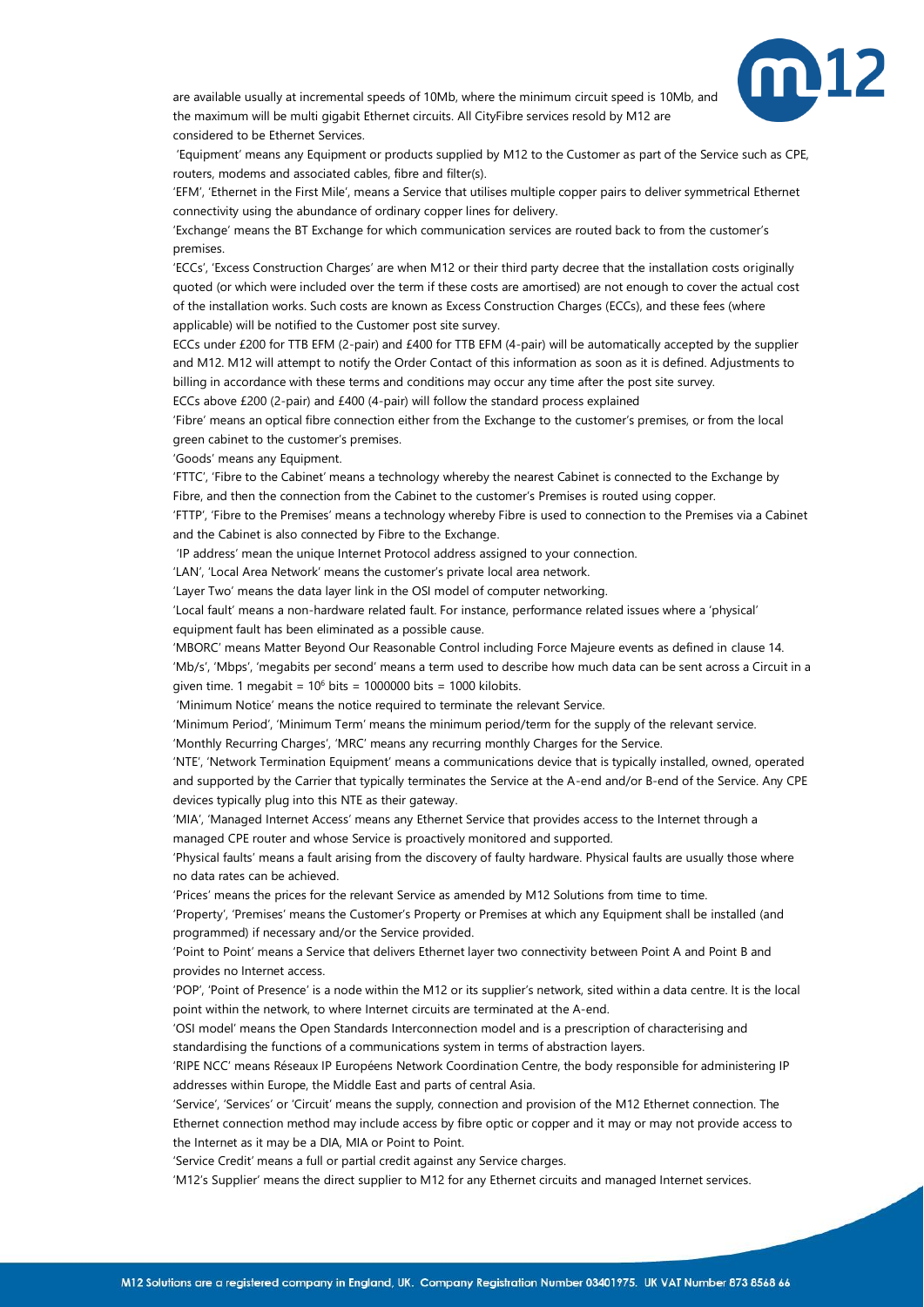are available usually at incremental speeds of 10Mb, where the minimum circuit speed is 10Mb, and the maximum will be multi gigabit Ethernet circuits. All CityFibre services resold by M12 are considered to be Ethernet Services.

'Equipment' means any Equipment or products supplied by M12 to the Customer as part of the Service such as CPE, routers, modems and associated cables, fibre and filter(s).

'EFM', 'Ethernet in the First Mile', means a Service that utilises multiple copper pairs to deliver symmetrical Ethernet connectivity using the abundance of ordinary copper lines for delivery.

'Exchange' means the BT Exchange for which communication services are routed back to from the customer's premises.

'ECCs', 'Excess Construction Charges' are when M12 or their third party decree that the installation costs originally quoted (or which were included over the term if these costs are amortised) are not enough to cover the actual cost of the installation works. Such costs are known as Excess Construction Charges (ECCs), and these fees (where applicable) will be notified to the Customer post site survey.

ECCs under £200 for TTB EFM (2-pair) and £400 for TTB EFM (4-pair) will be automatically accepted by the supplier and M12. M12 will attempt to notify the Order Contact of this information as soon as it is defined. Adjustments to billing in accordance with these terms and conditions may occur any time after the post site survey.

ECCs above £200 (2-pair) and £400 (4-pair) will follow the standard process explained

'Fibre' means an optical fibre connection either from the Exchange to the customer's premises, or from the local green cabinet to the customer's premises.

'Goods' means any Equipment.

'FTTC', 'Fibre to the Cabinet' means a technology whereby the nearest Cabinet is connected to the Exchange by Fibre, and then the connection from the Cabinet to the customer's Premises is routed using copper.

'FTTP', 'Fibre to the Premises' means a technology whereby Fibre is used to connection to the Premises via a Cabinet and the Cabinet is also connected by Fibre to the Exchange.

'IP address' mean the unique Internet Protocol address assigned to your connection.

'LAN', 'Local Area Network' means the customer's private local area network.

'Layer Two' means the data layer link in the OSI model of computer networking.

'Local fault' means a non-hardware related fault. For instance, performance related issues where a 'physical' equipment fault has been eliminated as a possible cause.

'MBORC' means Matter Beyond Our Reasonable Control including Force Majeure events as defined in clause 14.

'Mb/s', 'Mbps', 'megabits per second' means a term used to describe how much data can be sent across a Circuit in a given time. 1 megabit = $10^6$ bits = 1000000 bits = 1000 kilobits.

'Minimum Notice' means the notice required to terminate the relevant Service.

'Minimum Period', 'Minimum Term' means the minimum period/term for the supply of the relevant service.

'Monthly Recurring Charges', 'MRC' means any recurring monthly Charges for the Service.

'NTE', 'Network Termination Equipment' means a communications device that is typically installed, owned, operated and supported by the Carrier that typically terminates the Service at the A-end and/or B-end of the Service. Any CPE devices typically plug into this NTE as their gateway.

'MIA', 'Managed Internet Access' means any Ethernet Service that provides access to the Internet through a managed CPE router and whose Service is proactively monitored and supported.

'Physical faults' means a fault arising from the discovery of faulty hardware. Physical faults are usually those where no data rates can be achieved.

'Prices' means the prices for the relevant Service as amended by M12 Solutions from time to time.

'Property', 'Premises' means the Customer's Property or Premises at which any Equipment shall be installed (and programmed) if necessary and/or the Service provided.

'Point to Point' means a Service that delivers Ethernet layer two connectivity between Point A and Point B and provides no Internet access.

'POP', 'Point of Presence' is a node within the M12 or its supplier's network, sited within a data centre. It is the local point within the network, to where Internet circuits are terminated at the A-end.

'OSI model' means the Open Standards Interconnection model and is a prescription of characterising and standardising the functions of a communications system in terms of abstraction layers.

'RIPE NCC' means Réseaux IP Européens Network Coordination Centre, the body responsible for administering IP addresses within Europe, the Middle East and parts of central Asia.

'Service', 'Services' or 'Circuit' means the supply, connection and provision of the M12 Ethernet connection. The Ethernet connection method may include access by fibre optic or copper and it may or may not provide access to the Internet as it may be a DIA, MIA or Point to Point.

'Service Credit' means a full or partial credit against any Service charges.

'M12's Supplier' means the direct supplier to M12 for any Ethernet circuits and managed Internet services.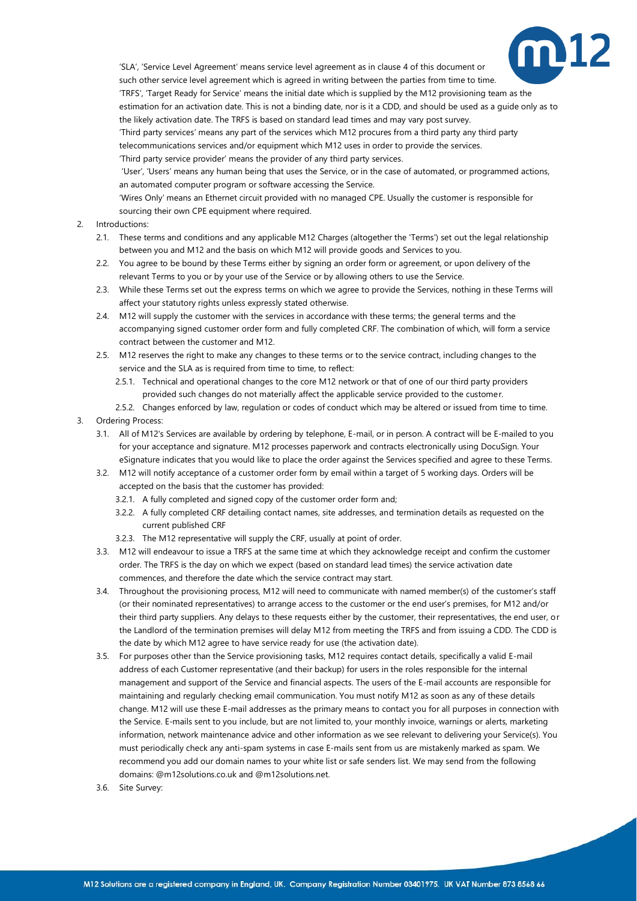'SLA', 'Service Level Agreement' means service level agreement as in clause 4 of this document or such other service level agreement which is agreed in writing between the parties from time to time.

'TRFS', 'Target Ready for Service' means the initial date which is supplied by the M12 provisioning team as the estimation for an activation date. This is not a binding date, nor is it a CDD, and should be used as a guide only as to the likely activation date. The TRFS is based on standard lead times and may vary post survey.

'Third party services' means any part of the services which M12 procures from a third party any third party telecommunications services and/or equipment which M12 uses in order to provide the services.

'Third party service provider' means the provider of any third party services.

'User', 'Users' means any human being that uses the Service, or in the case of automated, or programmed actions, an automated computer program or software accessing the Service.

'Wires Only' means an Ethernet circuit provided with no managed CPE. Usually the customer is responsible for sourcing their own CPE equipment where required.

2. Introductions:
   - 2.1. These terms and conditions and any applicable M12 Charges (altogether the 'Terms') set out the legal relationship between you and M12 and the basis on which M12 will provide goods and Services to you.
   - 2.2. You agree to be bound by these Terms either by signing an order form or agreement, or upon delivery of the relevant Terms to you or by your use of the Service or by allowing others to use the Service.
   - 2.3. While these Terms set out the express terms on which we agree to provide the Services, nothing in these Terms will affect your statutory rights unless expressly stated otherwise.
   - 2.4. M12 will supply the customer with the services in accordance with these terms; the general terms and the accompanying signed customer order form and fully completed CRF. The combination of which, will form a service contract between the customer and M12.
   - 2.5. M12 reserves the right to make any changes to these terms or to the service contract, including changes to the service and the SLA as is required from time to time, to reflect:
     - 2.5.1. Technical and operational changes to the core M12 network or that of one of our third party providers provided such changes do not materially affect the applicable service provided to the customer.
     - 2.5.2. Changes enforced by law, regulation or codes of conduct which may be altered or issued from time to time.
3. Ordering Process:
   - 3.1. All of M12's Services are available by ordering by telephone, E-mail, or in person. A contract will be E-mailed to you for your acceptance and signature. M12 processes paperwork and contracts electronically using DocuSign. Your eSignature indicates that you would like to place the order against the Services specified and agree to these Terms.
   - 3.2. M12 will notify acceptance of a customer order form by email within a target of 5 working days. Orders will be accepted on the basis that the customer has provided:
     - 3.2.1. A fully completed and signed copy of the customer order form and;
     - 3.2.2. A fully completed CRF detailing contact names, site addresses, and termination details as requested on the current published CRF
     - 3.2.3. The M12 representative will supply the CRF, usually at point of order.
   - 3.3. M12 will endeavour to issue a TRFS at the same time at which they acknowledge receipt and confirm the customer order. The TRFS is the day on which we expect (based on standard lead times) the service activation date commences, and therefore the date which the service contract may start.
   - 3.4. Throughout the provisioning process, M12 will need to communicate with named member(s) of the customer's staff (or their nominated representatives) to arrange access to the customer or the end user's premises, for M12 and/or their third party suppliers. Any delays to these requests either by the customer, their representatives, the end user, or the Landlord of the termination premises will delay M12 from meeting the TRFS and from issuing a CDD. The CDD is the date by which M12 agree to have service ready for use (the activation date).
   - 3.5. For purposes other than the Service provisioning tasks, M12 requires contact details, specifically a valid E-mail address of each Customer representative (and their backup) for users in the roles responsible for the internal management and support of the Service and financial aspects. The users of the E-mail accounts are responsible for maintaining and regularly checking email communication. You must notify M12 as soon as any of these details change. M12 will use these E-mail addresses as the primary means to contact you for all purposes in connection with the Service. E-mails sent to you include, but are not limited to, your monthly invoice, warnings or alerts, marketing information, network maintenance advice and other information as we see relevant to delivering your Service(s). You must periodically check any anti-spam systems in case E-mails sent from us are mistakenly marked as spam. We recommend you add our domain names to your white list or safe senders list. We may send from the following domains: @m12solutions.co.uk and @m12solutions.net.
   - 3.6. Site Survey: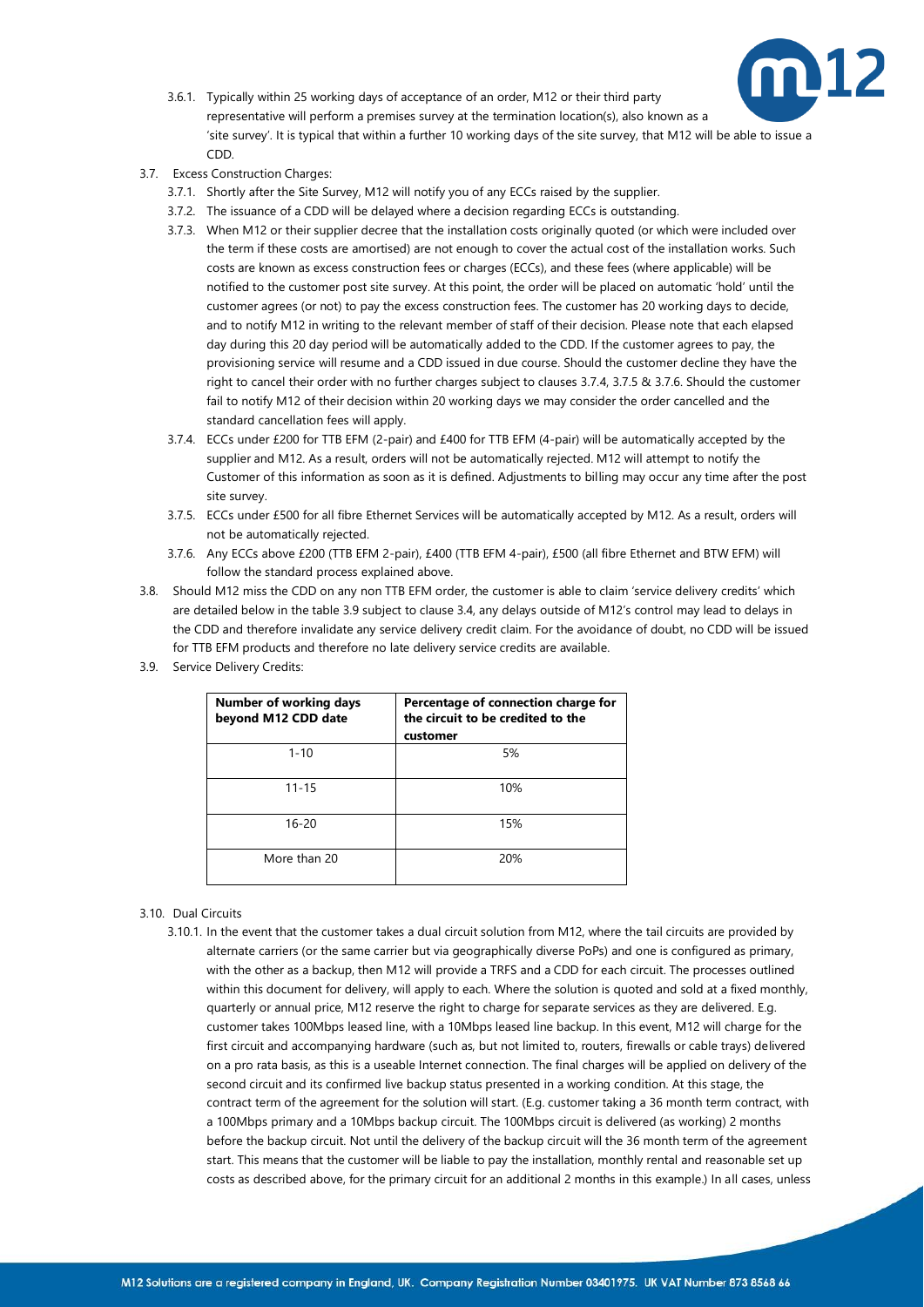3.6.1. Typically within 25 working days of acceptance of an order, M12 or their third party representative will perform a premises survey at the termination location(s), also known as a 'site survey'. It is typical that within a further 10 working days of the site survey, that M12 will be able to issue a CDD.

3.7. Excess Construction Charges:

3.7.1. Shortly after the Site Survey, M12 will notify you of any ECCs raised by the supplier.

3.7.2. The issuance of a CDD will be delayed where a decision regarding ECCs is outstanding.

3.7.3. When M12 or their supplier decree that the installation costs originally quoted (or which were included over the term if these costs are amortised) are not enough to cover the actual cost of the installation works. Such costs are known as excess construction fees or charges (ECCs), and these fees (where applicable) will be notified to the customer post site survey. At this point, the order will be placed on automatic 'hold' until the customer agrees (or not) to pay the excess construction fees. The customer has 20 working days to decide, and to notify M12 in writing to the relevant member of staff of their decision. Please note that each elapsed day during this 20 day period will be automatically added to the CDD. If the customer agrees to pay, the provisioning service will resume and a CDD issued in due course. Should the customer decline they have the right to cancel their order with no further charges subject to clauses 3.7.4, 3.7.5 & 3.7.6. Should the customer fail to notify M12 of their decision within 20 working days we may consider the order cancelled and the standard cancellation fees will apply.

3.7.4. ECCs under £200 for TTB EFM (2-pair) and £400 for TTB EFM (4-pair) will be automatically accepted by the supplier and M12. As a result, orders will not be automatically rejected. M12 will attempt to notify the Customer of this information as soon as it is defined. Adjustments to billing may occur any time after the post site survey.

3.7.5. ECCs under £500 for all fibre Ethernet Services will be automatically accepted by M12. As a result, orders will not be automatically rejected.

3.7.6. Any ECCs above £200 (TTB EFM 2-pair), £400 (TTB EFM 4-pair), £500 (all fibre Ethernet and BTW EFM) will follow the standard process explained above.

3.8. Should M12 miss the CDD on any non TTB EFM order, the customer is able to claim 'service delivery credits' which are detailed below in the table 3.9 subject to clause 3.4, any delays outside of M12's control may lead to delays in the CDD and therefore invalidate any service delivery credit claim. For the avoidance of doubt, no CDD will be issued for TTB EFM products and therefore no late delivery service credits are available.

3.9. Service Delivery Credits:

| Number of working days beyond M12 CDD date | Percentage of connection charge for the circuit to be credited to the customer |
|---|---|
| 1-10 | 5% |
| 11-15 | 10% |
| 16-20 | 15% |
| More than 20 | 20% |

3.10. Dual Circuits

3.10.1. In the event that the customer takes a dual circuit solution from M12, where the tail circuits are provided by alternate carriers (or the same carrier but via geographically diverse PoPs) and one is configured as primary, with the other as a backup, then M12 will provide a TRFS and a CDD for each circuit. The processes outlined within this document for delivery, will apply to each. Where the solution is quoted and sold at a fixed monthly, quarterly or annual price, M12 reserve the right to charge for separate services as they are delivered. E.g. customer takes 100Mbps leased line, with a 10Mbps leased line backup. In this event, M12 will charge for the first circuit and accompanying hardware (such as, but not limited to, routers, firewalls or cable trays) delivered on a pro rata basis, as this is a useable Internet connection. The final charges will be applied on delivery of the second circuit and its confirmed live backup status presented in a working condition. At this stage, the contract term of the agreement for the solution will start. (E.g. customer taking a 36 month term contract, with a 100Mbps primary and a 10Mbps backup circuit. The 100Mbps circuit is delivered (as working) 2 months before the backup circuit. Not until the delivery of the backup circuit will the 36 month term of the agreement start. This means that the customer will be liable to pay the installation, monthly rental and reasonable set up costs as described above, for the primary circuit for an additional 2 months in this example.) In all cases, unless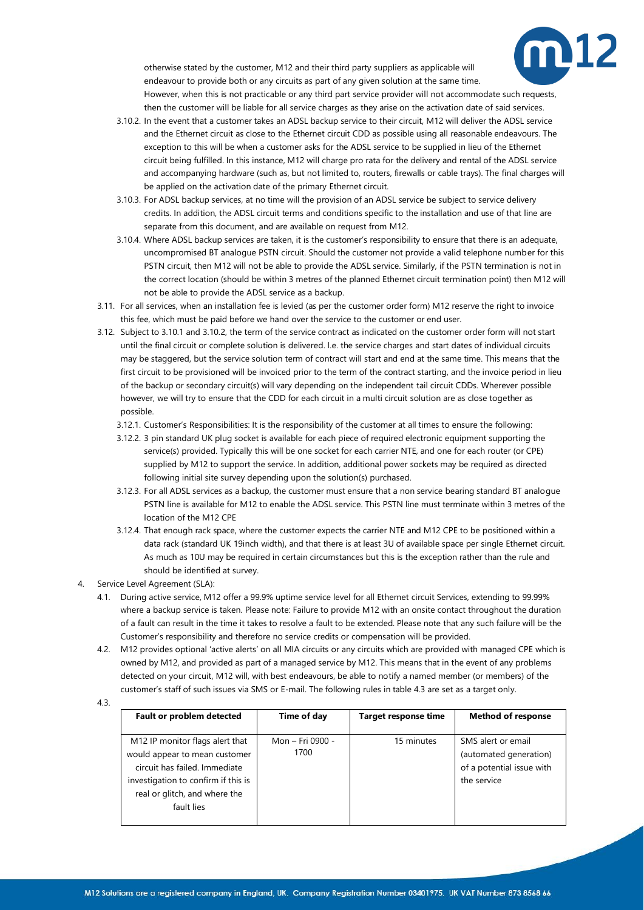otherwise stated by the customer, M12 and their third party suppliers as applicable will endeavour to provide both or any circuits as part of any given solution at the same time. However, when this is not practicable or any third part service provider will not accommodate such requests, then the customer will be liable for all service charges as they arise on the activation date of said services.

- 3.10.2. In the event that a customer takes an ADSL backup service to their circuit, M12 will deliver the ADSL service and the Ethernet circuit as close to the Ethernet circuit CDD as possible using all reasonable endeavours. The exception to this will be when a customer asks for the ADSL service to be supplied in lieu of the Ethernet circuit being fulfilled. In this instance, M12 will charge pro rata for the delivery and rental of the ADSL service and accompanying hardware (such as, but not limited to, routers, firewalls or cable trays). The final charges will be applied on the activation date of the primary Ethernet circuit.
- 3.10.3. For ADSL backup services, at no time will the provision of an ADSL service be subject to service delivery credits. In addition, the ADSL circuit terms and conditions specific to the installation and use of that line are separate from this document, and are available on request from M12.
- 3.10.4. Where ADSL backup services are taken, it is the customer's responsibility to ensure that there is an adequate, uncompromised BT analogue PSTN circuit. Should the customer not provide a valid telephone number for this PSTN circuit, then M12 will not be able to provide the ADSL service. Similarly, if the PSTN termination is not in the correct location (should be within 3 metres of the planned Ethernet circuit termination point) then M12 will not be able to provide the ADSL service as a backup.

3.11. For all services, when an installation fee is levied (as per the customer order form) M12 reserve the right to invoice this fee, which must be paid before we hand over the service to the customer or end user.

3.12. Subject to 3.10.1 and 3.10.2, the term of the service contract as indicated on the customer order form will not start until the final circuit or complete solution is delivered. I.e. the service charges and start dates of individual circuits may be staggered, but the service solution term of contract will start and end at the same time. This means that the first circuit to be provisioned will be invoiced prior to the term of the contract starting, and the invoice period in lieu of the backup or secondary circuit(s) will vary depending on the independent tail circuit CDDs. Wherever possible however, we will try to ensure that the CDD for each circuit in a multi circuit solution are as close together as possible.

- 3.12.1. Customer's Responsibilities: It is the responsibility of the customer at all times to ensure the following:
- 3.12.2. 3 pin standard UK plug socket is available for each piece of required electronic equipment supporting the service(s) provided. Typically this will be one socket for each carrier NTE, and one for each router (or CPE) supplied by M12 to support the service. In addition, additional power sockets may be required as directed following initial site survey depending upon the solution(s) purchased.
- 3.12.3. For all ADSL services as a backup, the customer must ensure that a non service bearing standard BT analogue PSTN line is available for M12 to enable the ADSL service. This PSTN line must terminate within 3 metres of the location of the M12 CPE
- 3.12.4. That enough rack space, where the customer expects the carrier NTE and M12 CPE to be positioned within a data rack (standard UK 19inch width), and that there is at least 3U of available space per single Ethernet circuit. As much as 10U may be required in certain circumstances but this is the exception rather than the rule and should be identified at survey.

4. Service Level Agreement (SLA):

4.1. During active service, M12 offer a 99.9% uptime service level for all Ethernet circuit Services, extending to 99.99% where a backup service is taken. Please note: Failure to provide M12 with an onsite contact throughout the duration of a fault can result in the time it takes to resolve a fault to be extended. Please note that any such failure will be the Customer's responsibility and therefore no service credits or compensation will be provided.

4.2. M12 provides optional 'active alerts' on all MIA circuits or any circuits which are provided with managed CPE which is owned by M12, and provided as part of a managed service by M12. This means that in the event of any problems detected on your circuit, M12 will, with best endeavours, be able to notify a named member (or members) of the customer's staff of such issues via SMS or E-mail. The following rules in table 4.3 are set as a target only.

4.3.

| Fault or problem detected | Time of day | Target response time | Method of response |
|---|---|---|---|
| M12 IP monitor flags alert that would appear to mean customer circuit has failed. Immediate investigation to confirm if this is real or glitch, and where the fault lies | Mon – Fri 0900 - 1700 | 15 minutes | SMS alert or email (automated generation) of a potential issue with the service |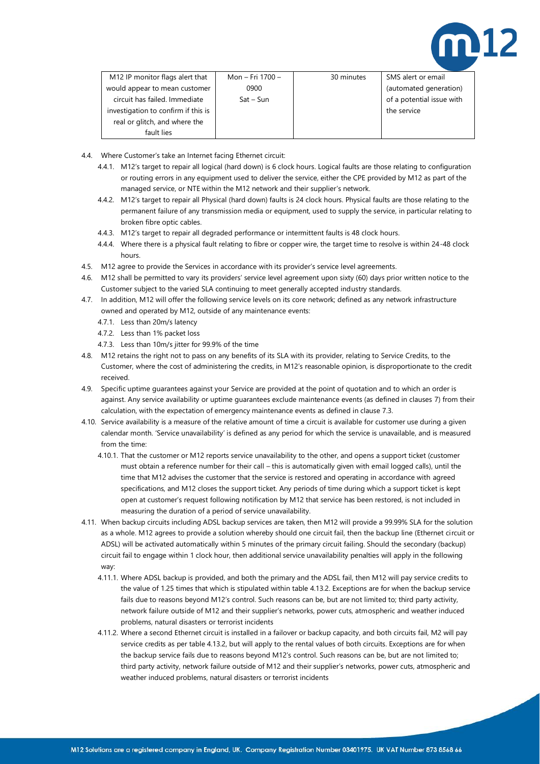| | | | |
|---|---|---|---|
| M12 IP monitor flags alert that would appear to mean customer circuit has failed. Immediate investigation to confirm if this is real or glitch, and where the fault lies | Mon – Fri 1700 – 0900<br>Sat – Sun | 30 minutes | SMS alert or email (automated generation) of a potential issue with the service |

4.4. Where Customer's take an Internet facing Ethernet circuit:

4.4.1. M12's target to repair all logical (hard down) is 6 clock hours. Logical faults are those relating to configuration or routing errors in any equipment used to deliver the service, either the CPE provided by M12 as part of the managed service, or NTE within the M12 network and their supplier's network.

4.4.2. M12's target to repair all Physical (hard down) faults is 24 clock hours. Physical faults are those relating to the permanent failure of any transmission media or equipment, used to supply the service, in particular relating to broken fibre optic cables.

4.4.3. M12's target to repair all degraded performance or intermittent faults is 48 clock hours.

4.4.4. Where there is a physical fault relating to fibre or copper wire, the target time to resolve is within 24-48 clock hours.

4.5. M12 agree to provide the Services in accordance with its provider's service level agreements.

4.6. M12 shall be permitted to vary its providers' service level agreement upon sixty (60) days prior written notice to the Customer subject to the varied SLA continuing to meet generally accepted industry standards.

4.7. In addition, M12 will offer the following service levels on its core network; defined as any network infrastructure owned and operated by M12, outside of any maintenance events:

4.7.1. Less than 20m/s latency

4.7.2. Less than 1% packet loss

4.7.3. Less than 10m/s jitter for 99.9% of the time

4.8. M12 retains the right not to pass on any benefits of its SLA with its provider, relating to Service Credits, to the Customer, where the cost of administering the credits, in M12's reasonable opinion, is disproportionate to the credit received.

4.9. Specific uptime guarantees against your Service are provided at the point of quotation and to which an order is against. Any service availability or uptime guarantees exclude maintenance events (as defined in clauses 7) from their calculation, with the expectation of emergency maintenance events as defined in clause 7.3.

4.10. Service availability is a measure of the relative amount of time a circuit is available for customer use during a given calendar month. 'Service unavailability' is defined as any period for which the service is unavailable, and is measured from the time:

4.10.1. That the customer or M12 reports service unavailability to the other, and opens a support ticket (customer must obtain a reference number for their call – this is automatically given with email logged calls), until the time that M12 advises the customer that the service is restored and operating in accordance with agreed specifications, and M12 closes the support ticket. Any periods of time during which a support ticket is kept open at customer's request following notification by M12 that service has been restored, is not included in measuring the duration of a period of service unavailability.

4.11. When backup circuits including ADSL backup services are taken, then M12 will provide a 99.99% SLA for the solution as a whole. M12 agrees to provide a solution whereby should one circuit fail, then the backup line (Ethernet circuit or ADSL) will be activated automatically within 5 minutes of the primary circuit failing. Should the secondary (backup) circuit fail to engage within 1 clock hour, then additional service unavailability penalties will apply in the following way:

4.11.1. Where ADSL backup is provided, and both the primary and the ADSL fail, then M12 will pay service credits to the value of 1.25 times that which is stipulated within table 4.13.2. Exceptions are for when the backup service fails due to reasons beyond M12's control. Such reasons can be, but are not limited to; third party activity, network failure outside of M12 and their supplier's networks, power cuts, atmospheric and weather induced problems, natural disasters or terrorist incidents

4.11.2. Where a second Ethernet circuit is installed in a failover or backup capacity, and both circuits fail, M2 will pay service credits as per table 4.13.2, but will apply to the rental values of both circuits. Exceptions are for when the backup service fails due to reasons beyond M12's control. Such reasons can be, but are not limited to; third party activity, network failure outside of M12 and their supplier's networks, power cuts, atmospheric and weather induced problems, natural disasters or terrorist incidents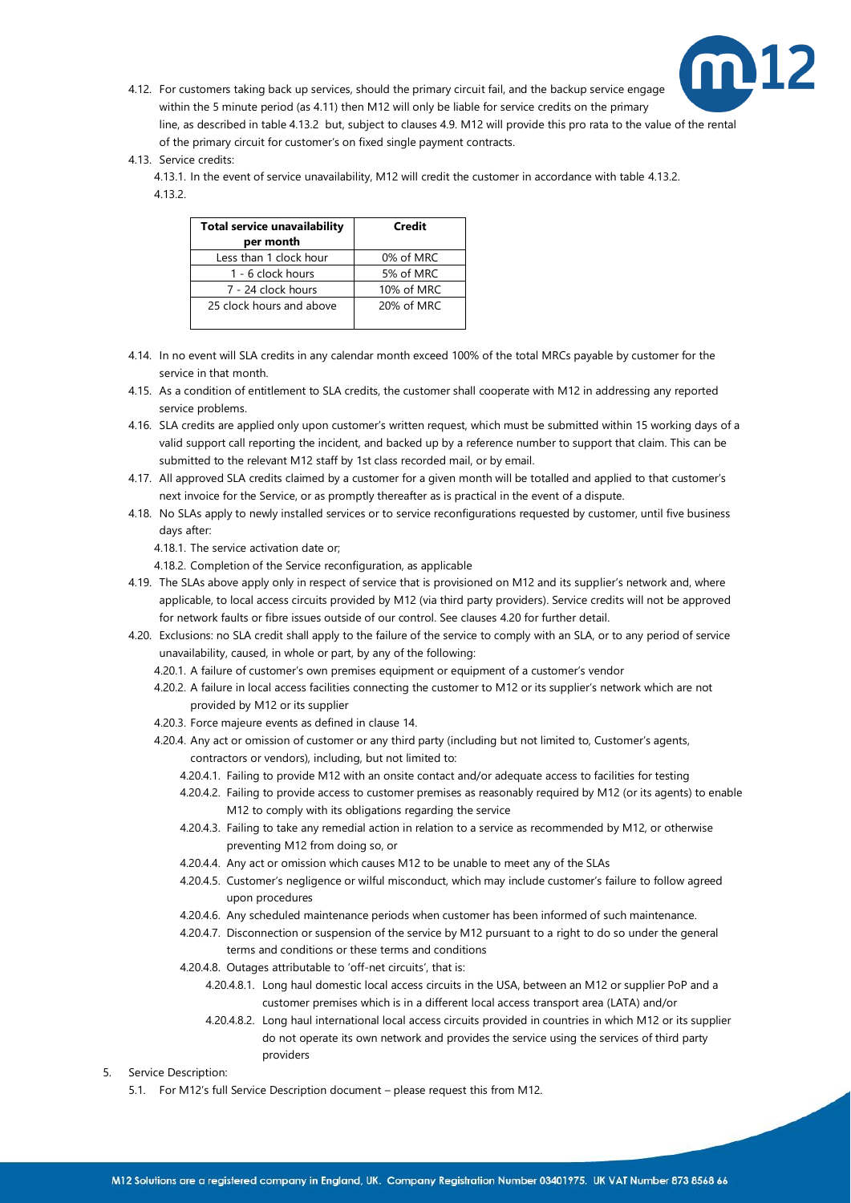4.12. For customers taking back up services, should the primary circuit fail, and the backup service engage within the 5 minute period (as 4.11) then M12 will only be liable for service credits on the primary line, as described in table 4.13.2 but, subject to clauses 4.9. M12 will provide this pro rata to the value of the rental of the primary circuit for customer's on fixed single payment contracts.

4.13. Service credits:

4.13.1. In the event of service unavailability, M12 will credit the customer in accordance with table 4.13.2.

4.13.2.

| **Total service unavailability per month** | **Credit** |
|---|---|
| Less than 1 clock hour | 0% of MRC |
| 1 - 6 clock hours | 5% of MRC |
| 7 - 24 clock hours | 10% of MRC |
| 25 clock hours and above | 20% of MRC |

4.14. In no event will SLA credits in any calendar month exceed 100% of the total MRCs payable by customer for the service in that month.

4.15. As a condition of entitlement to SLA credits, the customer shall cooperate with M12 in addressing any reported service problems.

4.16. SLA credits are applied only upon customer's written request, which must be submitted within 15 working days of a valid support call reporting the incident, and backed up by a reference number to support that claim. This can be submitted to the relevant M12 staff by 1st class recorded mail, or by email.

4.17. All approved SLA credits claimed by a customer for a given month will be totalled and applied to that customer's next invoice for the Service, or as promptly thereafter as is practical in the event of a dispute.

4.18. No SLAs apply to newly installed services or to service reconfigurations requested by customer, until five business days after:

4.18.1. The service activation date or;

4.18.2. Completion of the Service reconfiguration, as applicable

4.19. The SLAs above apply only in respect of service that is provisioned on M12 and its supplier's network and, where applicable, to local access circuits provided by M12 (via third party providers). Service credits will not be approved for network faults or fibre issues outside of our control. See clauses 4.20 for further detail.

4.20. Exclusions: no SLA credit shall apply to the failure of the service to comply with an SLA, or to any period of service unavailability, caused, in whole or part, by any of the following:

4.20.1. A failure of customer's own premises equipment or equipment of a customer's vendor

4.20.2. A failure in local access facilities connecting the customer to M12 or its supplier's network which are not provided by M12 or its supplier

4.20.3. Force majeure events as defined in clause 14.

4.20.4. Any act or omission of customer or any third party (including but not limited to, Customer's agents, contractors or vendors), including, but not limited to:

4.20.4.1. Failing to provide M12 with an onsite contact and/or adequate access to facilities for testing

4.20.4.2. Failing to provide access to customer premises as reasonably required by M12 (or its agents) to enable M12 to comply with its obligations regarding the service

4.20.4.3. Failing to take any remedial action in relation to a service as recommended by M12, or otherwise preventing M12 from doing so, or

4.20.4.4. Any act or omission which causes M12 to be unable to meet any of the SLAs

4.20.4.5. Customer's negligence or wilful misconduct, which may include customer's failure to follow agreed upon procedures

4.20.4.6. Any scheduled maintenance periods when customer has been informed of such maintenance.

4.20.4.7. Disconnection or suspension of the service by M12 pursuant to a right to do so under the general terms and conditions or these terms and conditions

4.20.4.8. Outages attributable to 'off-net circuits', that is:

4.20.4.8.1. Long haul domestic local access circuits in the USA, between an M12 or supplier PoP and a customer premises which is in a different local access transport area (LATA) and/or

4.20.4.8.2. Long haul international local access circuits provided in countries in which M12 or its supplier do not operate its own network and provides the service using the services of third party providers

5. Service Description:

5.1. For M12's full Service Description document – please request this from M12.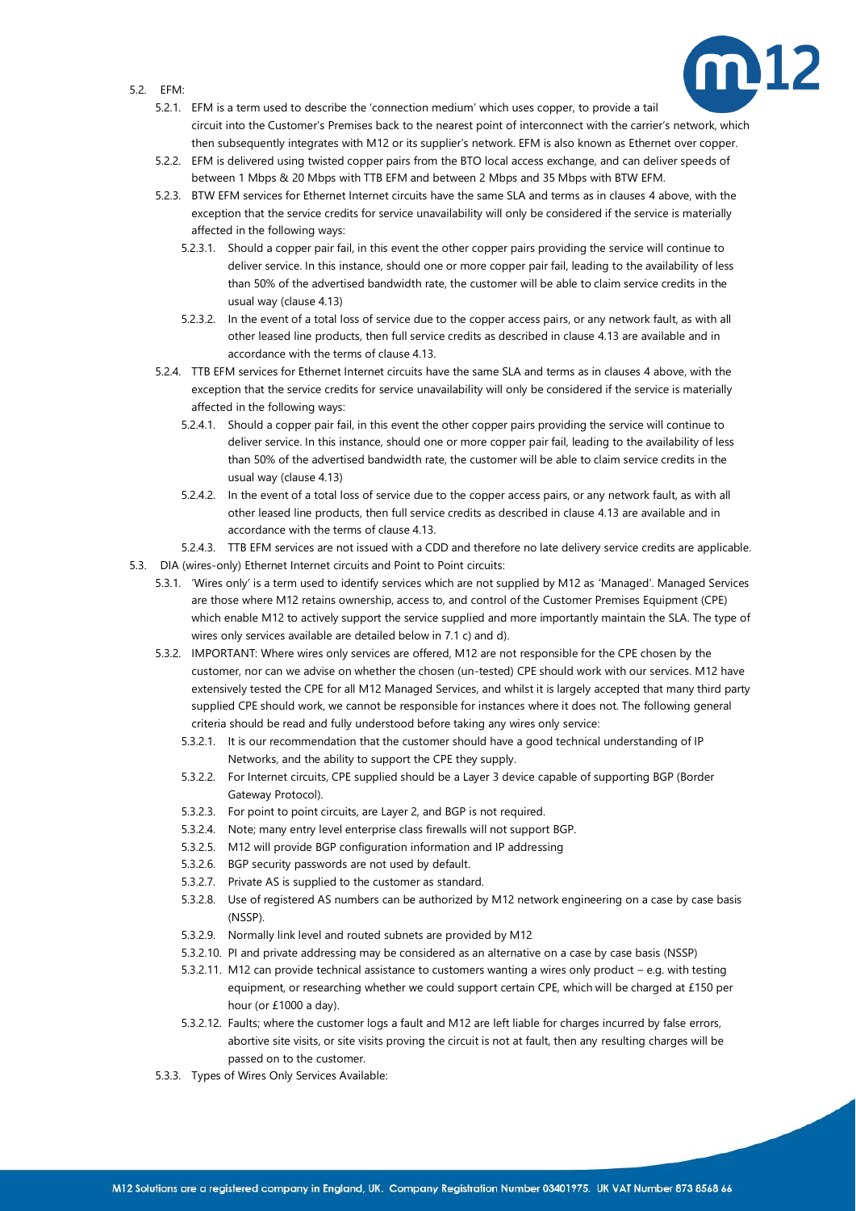5.2. EFM:

5.2.1. EFM is a term used to describe the 'connection medium' which uses copper, to provide a tail circuit into the Customer's Premises back to the nearest point of interconnect with the carrier's network, which then subsequently integrates with M12 or its supplier's network. EFM is also known as Ethernet over copper.

5.2.2. EFM is delivered using twisted copper pairs from the BTO local access exchange, and can deliver speeds of between 1 Mbps & 20 Mbps with TTB EFM and between 2 Mbps and 35 Mbps with BTW EFM.

5.2.3. BTW EFM services for Ethernet Internet circuits have the same SLA and terms as in clauses 4 above, with the exception that the service credits for service unavailability will only be considered if the service is materially affected in the following ways:

5.2.3.1. Should a copper pair fail, in this event the other copper pairs providing the service will continue to deliver service. In this instance, should one or more copper pair fail, leading to the availability of less than 50% of the advertised bandwidth rate, the customer will be able to claim service credits in the usual way (clause 4.13)

5.2.3.2. In the event of a total loss of service due to the copper access pairs, or any network fault, as with all other leased line products, then full service credits as described in clause 4.13 are available and in accordance with the terms of clause 4.13.

5.2.4. TTB EFM services for Ethernet Internet circuits have the same SLA and terms as in clauses 4 above, with the exception that the service credits for service unavailability will only be considered if the service is materially affected in the following ways:

5.2.4.1. Should a copper pair fail, in this event the other copper pairs providing the service will continue to deliver service. In this instance, should one or more copper pair fail, leading to the availability of less than 50% of the advertised bandwidth rate, the customer will be able to claim service credits in the usual way (clause 4.13)

5.2.4.2. In the event of a total loss of service due to the copper access pairs, or any network fault, as with all other leased line products, then full service credits as described in clause 4.13 are available and in accordance with the terms of clause 4.13.

5.2.4.3. TTB EFM services are not issued with a CDD and therefore no late delivery service credits are applicable.

5.3. DIA (wires-only) Ethernet Internet circuits and Point to Point circuits:

5.3.1. 'Wires only' is a term used to identify services which are not supplied by M12 as 'Managed'. Managed Services are those where M12 retains ownership, access to, and control of the Customer Premises Equipment (CPE) which enable M12 to actively support the service supplied and more importantly maintain the SLA. The type of wires only services available are detailed below in 7.1 c) and d).

5.3.2. IMPORTANT: Where wires only services are offered, M12 are not responsible for the CPE chosen by the customer, nor can we advise on whether the chosen (un-tested) CPE should work with our services. M12 have extensively tested the CPE for all M12 Managed Services, and whilst it is largely accepted that many third party supplied CPE should work, we cannot be responsible for instances where it does not. The following general criteria should be read and fully understood before taking any wires only service:

5.3.2.1. It is our recommendation that the customer should have a good technical understanding of IP Networks, and the ability to support the CPE they supply.

5.3.2.2. For Internet circuits, CPE supplied should be a Layer 3 device capable of supporting BGP (Border Gateway Protocol).

5.3.2.3. For point to point circuits, are Layer 2, and BGP is not required.

5.3.2.4. Note; many entry level enterprise class firewalls will not support BGP.

5.3.2.5. M12 will provide BGP configuration information and IP addressing

5.3.2.6. BGP security passwords are not used by default.

5.3.2.7. Private AS is supplied to the customer as standard.

5.3.2.8. Use of registered AS numbers can be authorized by M12 network engineering on a case by case basis (NSSP).

5.3.2.9. Normally link level and routed subnets are provided by M12

5.3.2.10. PI and private addressing may be considered as an alternative on a case by case basis (NSSP)

5.3.2.11. M12 can provide technical assistance to customers wanting a wires only product – e.g. with testing equipment, or researching whether we could support certain CPE, which will be charged at £150 per hour (or £1000 a day).

5.3.2.12. Faults; where the customer logs a fault and M12 are left liable for charges incurred by false errors, abortive site visits, or site visits proving the circuit is not at fault, then any resulting charges will be passed on to the customer.

5.3.3. Types of Wires Only Services Available: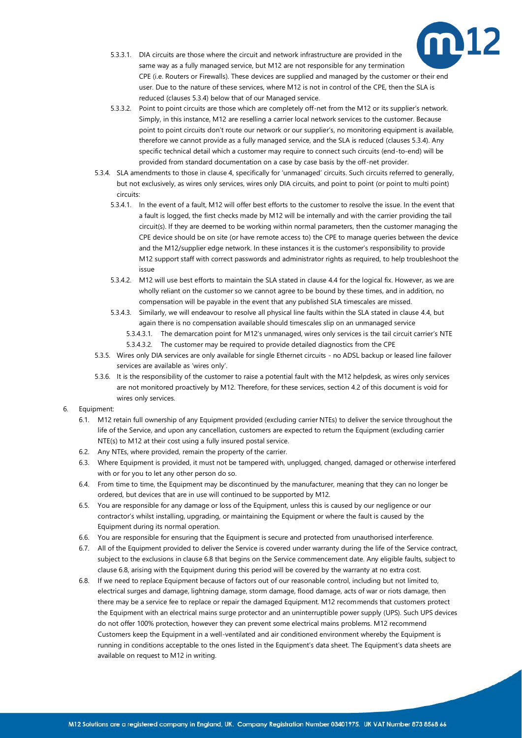- 5.3.3.1. DIA circuits are those where the circuit and network infrastructure are provided in the same way as a fully managed service, but M12 are not responsible for any termination CPE (i.e. Routers or Firewalls). These devices are supplied and managed by the customer or their end user. Due to the nature of these services, where M12 is not in control of the CPE, then the SLA is reduced (clauses 5.3.4) below that of our Managed service.
- 5.3.3.2. Point to point circuits are those which are completely off-net from the M12 or its supplier's network. Simply, in this instance, M12 are reselling a carrier local network services to the customer. Because point to point circuits don't route our network or our supplier's, no monitoring equipment is available, therefore we cannot provide as a fully managed service, and the SLA is reduced (clauses 5.3.4). Any specific technical detail which a customer may require to connect such circuits (end-to-end) will be provided from standard documentation on a case by case basis by the off-net provider.

5.3.4. SLA amendments to those in clause 4, specifically for 'unmanaged' circuits. Such circuits referred to generally, but not exclusively, as wires only services, wires only DIA circuits, and point to point (or point to multi point) circuits:

- 5.3.4.1. In the event of a fault, M12 will offer best efforts to the customer to resolve the issue. In the event that a fault is logged, the first checks made by M12 will be internally and with the carrier providing the tail circuit(s). If they are deemed to be working within normal parameters, then the customer managing the CPE device should be on site (or have remote access to) the CPE to manage queries between the device and the M12/supplier edge network. In these instances it is the customer's responsibility to provide M12 support staff with correct passwords and administrator rights as required, to help troubleshoot the issue
- 5.3.4.2. M12 will use best efforts to maintain the SLA stated in clause 4.4 for the logical fix. However, as we are wholly reliant on the customer so we cannot agree to be bound by these times, and in addition, no compensation will be payable in the event that any published SLA timescales are missed.
- 5.3.4.3. Similarly, we will endeavour to resolve all physical line faults within the SLA stated in clause 4.4, but again there is no compensation available should timescales slip on an unmanaged service
  - 5.3.4.3.1. The demarcation point for M12's unmanaged, wires only services is the tail circuit carrier's NTE
  - 5.3.4.3.2. The customer may be required to provide detailed diagnostics from the CPE

5.3.5. Wires only DIA services are only available for single Ethernet circuits - no ADSL backup or leased line failover services are available as 'wires only'.

5.3.6. It is the responsibility of the customer to raise a potential fault with the M12 helpdesk, as wires only services are not monitored proactively by M12. Therefore, for these services, section 4.2 of this document is void for wires only services.

6. Equipment:

6.1. M12 retain full ownership of any Equipment provided (excluding carrier NTEs) to deliver the service throughout the life of the Service, and upon any cancellation, customers are expected to return the Equipment (excluding carrier NTE(s) to M12 at their cost using a fully insured postal service.

6.2. Any NTEs, where provided, remain the property of the carrier.

6.3. Where Equipment is provided, it must not be tampered with, unplugged, changed, damaged or otherwise interfered with or for you to let any other person do so.

6.4. From time to time, the Equipment may be discontinued by the manufacturer, meaning that they can no longer be ordered, but devices that are in use will continued to be supported by M12.

6.5. You are responsible for any damage or loss of the Equipment, unless this is caused by our negligence or our contractor's whilst installing, upgrading, or maintaining the Equipment or where the fault is caused by the Equipment during its normal operation.

6.6. You are responsible for ensuring that the Equipment is secure and protected from unauthorised interference.

6.7. All of the Equipment provided to deliver the Service is covered under warranty during the life of the Service contract, subject to the exclusions in clause 6.8 that begins on the Service commencement date. Any eligible faults, subject to clause 6.8, arising with the Equipment during this period will be covered by the warranty at no extra cost.

6.8. If we need to replace Equipment because of factors out of our reasonable control, including but not limited to, electrical surges and damage, lightning damage, storm damage, flood damage, acts of war or riots damage, then there may be a service fee to replace or repair the damaged Equipment. M12 recommends that customers protect the Equipment with an electrical mains surge protector and an uninterruptible power supply (UPS). Such UPS devices do not offer 100% protection, however they can prevent some electrical mains problems. M12 recommend Customers keep the Equipment in a well-ventilated and air conditioned environment whereby the Equipment is running in conditions acceptable to the ones listed in the Equipment's data sheet. The Equipment's data sheets are available on request to M12 in writing.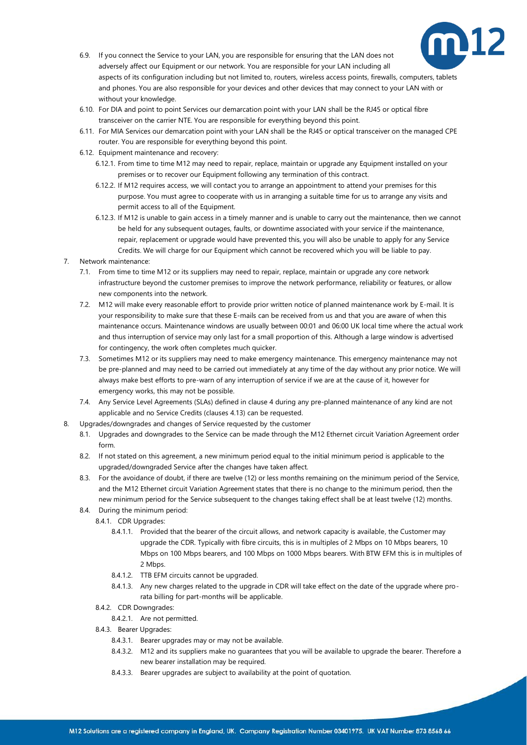6.9. If you connect the Service to your LAN, you are responsible for ensuring that the LAN does not adversely affect our Equipment or our network. You are responsible for your LAN including all aspects of its configuration including but not limited to, routers, wireless access points, firewalls, computers, tablets and phones. You are also responsible for your devices and other devices that may connect to your LAN with or without your knowledge.

6.10. For DIA and point to point Services our demarcation point with your LAN shall be the RJ45 or optical fibre transceiver on the carrier NTE. You are responsible for everything beyond this point.

6.11. For MIA Services our demarcation point with your LAN shall be the RJ45 or optical transceiver on the managed CPE router. You are responsible for everything beyond this point.

6.12. Equipment maintenance and recovery:

6.12.1. From time to time M12 may need to repair, replace, maintain or upgrade any Equipment installed on your premises or to recover our Equipment following any termination of this contract.

6.12.2. If M12 requires access, we will contact you to arrange an appointment to attend your premises for this purpose. You must agree to cooperate with us in arranging a suitable time for us to arrange any visits and permit access to all of the Equipment.

6.12.3. If M12 is unable to gain access in a timely manner and is unable to carry out the maintenance, then we cannot be held for any subsequent outages, faults, or downtime associated with your service if the maintenance, repair, replacement or upgrade would have prevented this, you will also be unable to apply for any Service Credits. We will charge for our Equipment which cannot be recovered which you will be liable to pay.

7. Network maintenance:

7.1. From time to time M12 or its suppliers may need to repair, replace, maintain or upgrade any core network infrastructure beyond the customer premises to improve the network performance, reliability or features, or allow new components into the network.

7.2. M12 will make every reasonable effort to provide prior written notice of planned maintenance work by E-mail. It is your responsibility to make sure that these E-mails can be received from us and that you are aware of when this maintenance occurs. Maintenance windows are usually between 00:01 and 06:00 UK local time where the actual work and thus interruption of service may only last for a small proportion of this. Although a large window is advertised for contingency, the work often completes much quicker.

7.3. Sometimes M12 or its suppliers may need to make emergency maintenance. This emergency maintenance may not be pre-planned and may need to be carried out immediately at any time of the day without any prior notice. We will always make best efforts to pre-warn of any interruption of service if we are at the cause of it, however for emergency works, this may not be possible.

7.4. Any Service Level Agreements (SLAs) defined in clause 4 during any pre-planned maintenance of any kind are not applicable and no Service Credits (clauses 4.13) can be requested.

8. Upgrades/downgrades and changes of Service requested by the customer

8.1. Upgrades and downgrades to the Service can be made through the M12 Ethernet circuit Variation Agreement order form.

8.2. If not stated on this agreement, a new minimum period equal to the initial minimum period is applicable to the upgraded/downgraded Service after the changes have taken affect.

8.3. For the avoidance of doubt, if there are twelve (12) or less months remaining on the minimum period of the Service, and the M12 Ethernet circuit Variation Agreement states that there is no change to the minimum period, then the new minimum period for the Service subsequent to the changes taking effect shall be at least twelve (12) months.

8.4. During the minimum period:

8.4.1. CDR Upgrades:

8.4.1.1. Provided that the bearer of the circuit allows, and network capacity is available, the Customer may upgrade the CDR. Typically with fibre circuits, this is in multiples of 2 Mbps on 10 Mbps bearers, 10 Mbps on 100 Mbps bearers, and 100 Mbps on 1000 Mbps bearers. With BTW EFM this is in multiples of 2 Mbps.

8.4.1.2. TTB EFM circuits cannot be upgraded.

8.4.1.3. Any new charges related to the upgrade in CDR will take effect on the date of the upgrade where pro-rata billing for part-months will be applicable.

8.4.2. CDR Downgrades:

8.4.2.1. Are not permitted.

8.4.3. Bearer Upgrades:

8.4.3.1. Bearer upgrades may or may not be available.

8.4.3.2. M12 and its suppliers make no guarantees that you will be available to upgrade the bearer. Therefore a new bearer installation may be required.

8.4.3.3. Bearer upgrades are subject to availability at the point of quotation.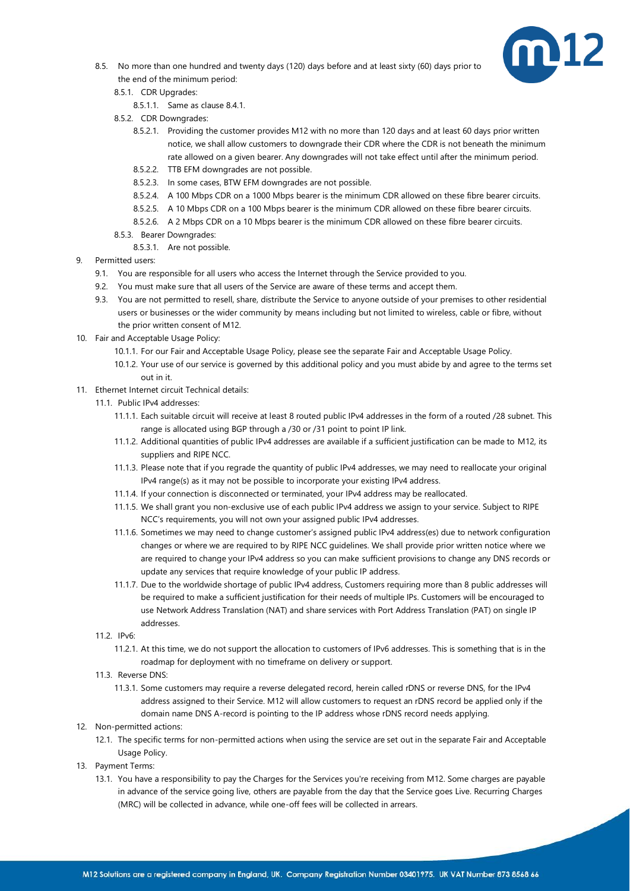8.5. No more than one hundred and twenty days (120) days before and at least sixty (60) days prior to the end of the minimum period:

8.5.1. CDR Upgrades:

8.5.1.1. Same as clause 8.4.1.

8.5.2. CDR Downgrades:

8.5.2.1. Providing the customer provides M12 with no more than 120 days and at least 60 days prior written notice, we shall allow customers to downgrade their CDR where the CDR is not beneath the minimum rate allowed on a given bearer. Any downgrades will not take effect until after the minimum period.

8.5.2.2. TTB EFM downgrades are not possible.

8.5.2.3. In some cases, BTW EFM downgrades are not possible.

8.5.2.4. A 100 Mbps CDR on a 1000 Mbps bearer is the minimum CDR allowed on these fibre bearer circuits.

8.5.2.5. A 10 Mbps CDR on a 100 Mbps bearer is the minimum CDR allowed on these fibre bearer circuits.

8.5.2.6. A 2 Mbps CDR on a 10 Mbps bearer is the minimum CDR allowed on these fibre bearer circuits.

8.5.3. Bearer Downgrades:

8.5.3.1. Are not possible.

9. Permitted users:

9.1. You are responsible for all users who access the Internet through the Service provided to you.

9.2. You must make sure that all users of the Service are aware of these terms and accept them.

9.3. You are not permitted to resell, share, distribute the Service to anyone outside of your premises to other residential users or businesses or the wider community by means including but not limited to wireless, cable or fibre, without the prior written consent of M12.

10. Fair and Acceptable Usage Policy:

10.1.1. For our Fair and Acceptable Usage Policy, please see the separate Fair and Acceptable Usage Policy.

10.1.2. Your use of our service is governed by this additional policy and you must abide by and agree to the terms set out in it.

11. Ethernet Internet circuit Technical details:

11.1. Public IPv4 addresses:

11.1.1. Each suitable circuit will receive at least 8 routed public IPv4 addresses in the form of a routed /28 subnet. This range is allocated using BGP through a /30 or /31 point to point IP link.

11.1.2. Additional quantities of public IPv4 addresses are available if a sufficient justification can be made to M12, its suppliers and RIPE NCC.

11.1.3. Please note that if you regrade the quantity of public IPv4 addresses, we may need to reallocate your original IPv4 range(s) as it may not be possible to incorporate your existing IPv4 address.

11.1.4. If your connection is disconnected or terminated, your IPv4 address may be reallocated.

11.1.5. We shall grant you non-exclusive use of each public IPv4 address we assign to your service. Subject to RIPE NCC's requirements, you will not own your assigned public IPv4 addresses.

11.1.6. Sometimes we may need to change customer's assigned public IPv4 address(es) due to network configuration changes or where we are required to by RIPE NCC guidelines. We shall provide prior written notice where we are required to change your IPv4 address so you can make sufficient provisions to change any DNS records or update any services that require knowledge of your public IP address.

11.1.7. Due to the worldwide shortage of public IPv4 address, Customers requiring more than 8 public addresses will be required to make a sufficient justification for their needs of multiple IPs. Customers will be encouraged to use Network Address Translation (NAT) and share services with Port Address Translation (PAT) on single IP addresses.

11.2. IPv6:

11.2.1. At this time, we do not support the allocation to customers of IPv6 addresses. This is something that is in the roadmap for deployment with no timeframe on delivery or support.

11.3. Reverse DNS:

11.3.1. Some customers may require a reverse delegated record, herein called rDNS or reverse DNS, for the IPv4 address assigned to their Service. M12 will allow customers to request an rDNS record be applied only if the domain name DNS A-record is pointing to the IP address whose rDNS record needs applying.

12. Non-permitted actions:

12.1. The specific terms for non-permitted actions when using the service are set out in the separate Fair and Acceptable Usage Policy.

13. Payment Terms:

13.1. You have a responsibility to pay the Charges for the Services you're receiving from M12. Some charges are payable in advance of the service going live, others are payable from the day that the Service goes Live. Recurring Charges (MRC) will be collected in advance, while one-off fees will be collected in arrears.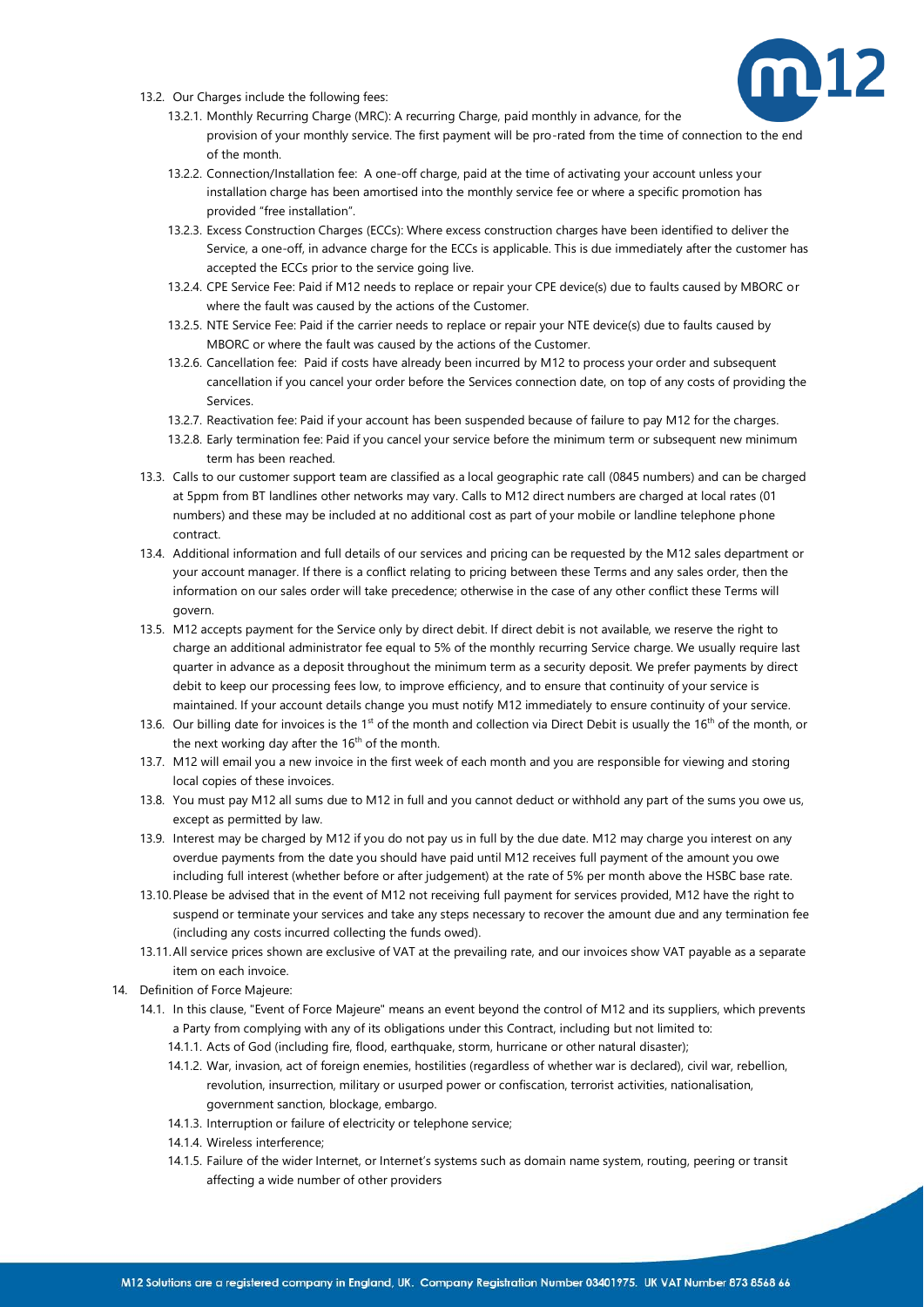13.2. Our Charges include the following fees:

13.2.1. Monthly Recurring Charge (MRC): A recurring Charge, paid monthly in advance, for the provision of your monthly service. The first payment will be pro-rated from the time of connection to the end of the month.

13.2.2. Connection/Installation fee: A one-off charge, paid at the time of activating your account unless your installation charge has been amortised into the monthly service fee or where a specific promotion has provided "free installation".

13.2.3. Excess Construction Charges (ECCs): Where excess construction charges have been identified to deliver the Service, a one-off, in advance charge for the ECCs is applicable. This is due immediately after the customer has accepted the ECCs prior to the service going live.

13.2.4. CPE Service Fee: Paid if M12 needs to replace or repair your CPE device(s) due to faults caused by MBORC or where the fault was caused by the actions of the Customer.

13.2.5. NTE Service Fee: Paid if the carrier needs to replace or repair your NTE device(s) due to faults caused by MBORC or where the fault was caused by the actions of the Customer.

13.2.6. Cancellation fee: Paid if costs have already been incurred by M12 to process your order and subsequent cancellation if you cancel your order before the Services connection date, on top of any costs of providing the Services.

13.2.7. Reactivation fee: Paid if your account has been suspended because of failure to pay M12 for the charges.

13.2.8. Early termination fee: Paid if you cancel your service before the minimum term or subsequent new minimum term has been reached.

13.3. Calls to our customer support team are classified as a local geographic rate call (0845 numbers) and can be charged at 5ppm from BT landlines other networks may vary. Calls to M12 direct numbers are charged at local rates (01 numbers) and these may be included at no additional cost as part of your mobile or landline telephone phone contract.

13.4. Additional information and full details of our services and pricing can be requested by the M12 sales department or your account manager. If there is a conflict relating to pricing between these Terms and any sales order, then the information on our sales order will take precedence; otherwise in the case of any other conflict these Terms will govern.

13.5. M12 accepts payment for the Service only by direct debit. If direct debit is not available, we reserve the right to charge an additional administrator fee equal to 5% of the monthly recurring Service charge. We usually require last quarter in advance as a deposit throughout the minimum term as a security deposit. We prefer payments by direct debit to keep our processing fees low, to improve efficiency, and to ensure that continuity of your service is maintained. If your account details change you must notify M12 immediately to ensure continuity of your service.

13.6. Our billing date for invoices is the 1st of the month and collection via Direct Debit is usually the 16th of the month, or the next working day after the 16th of the month.

13.7. M12 will email you a new invoice in the first week of each month and you are responsible for viewing and storing local copies of these invoices.

13.8. You must pay M12 all sums due to M12 in full and you cannot deduct or withhold any part of the sums you owe us, except as permitted by law.

13.9. Interest may be charged by M12 if you do not pay us in full by the due date. M12 may charge you interest on any overdue payments from the date you should have paid until M12 receives full payment of the amount you owe including full interest (whether before or after judgement) at the rate of 5% per month above the HSBC base rate.

13.10. Please be advised that in the event of M12 not receiving full payment for services provided, M12 have the right to suspend or terminate your services and take any steps necessary to recover the amount due and any termination fee (including any costs incurred collecting the funds owed).

13.11. All service prices shown are exclusive of VAT at the prevailing rate, and our invoices show VAT payable as a separate item on each invoice.

14. Definition of Force Majeure:

14.1. In this clause, "Event of Force Majeure" means an event beyond the control of M12 and its suppliers, which prevents a Party from complying with any of its obligations under this Contract, including but not limited to:

14.1.1. Acts of God (including fire, flood, earthquake, storm, hurricane or other natural disaster);

14.1.2. War, invasion, act of foreign enemies, hostilities (regardless of whether war is declared), civil war, rebellion, revolution, insurrection, military or usurped power or confiscation, terrorist activities, nationalisation, government sanction, blockage, embargo.

14.1.3. Interruption or failure of electricity or telephone service;

14.1.4. Wireless interference;

14.1.5. Failure of the wider Internet, or Internet's systems such as domain name system, routing, peering or transit affecting a wide number of other providers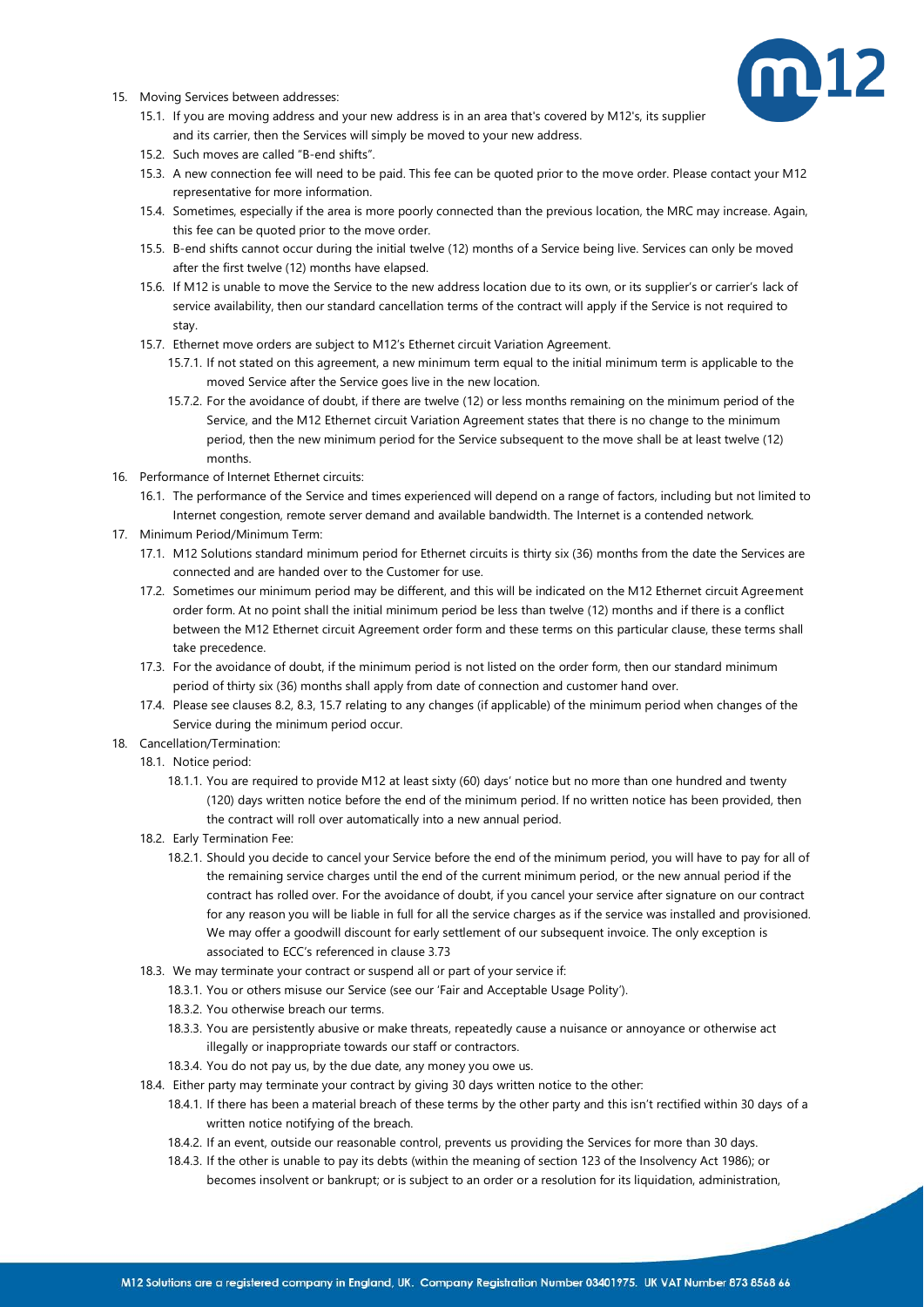15. Moving Services between addresses:
    15.1. If you are moving address and your new address is in an area that's covered by M12's, its supplier and its carrier, then the Services will simply be moved to your new address.
    15.2. Such moves are called "B-end shifts".
    15.3. A new connection fee will need to be paid. This fee can be quoted prior to the move order. Please contact your M12 representative for more information.
    15.4. Sometimes, especially if the area is more poorly connected than the previous location, the MRC may increase. Again, this fee can be quoted prior to the move order.
    15.5. B-end shifts cannot occur during the initial twelve (12) months of a Service being live. Services can only be moved after the first twelve (12) months have elapsed.
    15.6. If M12 is unable to move the Service to the new address location due to its own, or its supplier's or carrier's lack of service availability, then our standard cancellation terms of the contract will apply if the Service is not required to stay.
    15.7. Ethernet move orders are subject to M12's Ethernet circuit Variation Agreement.
        15.7.1. If not stated on this agreement, a new minimum term equal to the initial minimum term is applicable to the moved Service after the Service goes live in the new location.
        15.7.2. For the avoidance of doubt, if there are twelve (12) or less months remaining on the minimum period of the Service, and the M12 Ethernet circuit Variation Agreement states that there is no change to the minimum period, then the new minimum period for the Service subsequent to the move shall be at least twelve (12) months.
16. Performance of Internet Ethernet circuits:
    16.1. The performance of the Service and times experienced will depend on a range of factors, including but not limited to Internet congestion, remote server demand and available bandwidth. The Internet is a contended network.
17. Minimum Period/Minimum Term:
    17.1. M12 Solutions standard minimum period for Ethernet circuits is thirty six (36) months from the date the Services are connected and are handed over to the Customer for use.
    17.2. Sometimes our minimum period may be different, and this will be indicated on the M12 Ethernet circuit Agreement order form. At no point shall the initial minimum period be less than twelve (12) months and if there is a conflict between the M12 Ethernet circuit Agreement order form and these terms on this particular clause, these terms shall take precedence.
    17.3. For the avoidance of doubt, if the minimum period is not listed on the order form, then our standard minimum period of thirty six (36) months shall apply from date of connection and customer hand over.
    17.4. Please see clauses 8.2, 8.3, 15.7 relating to any changes (if applicable) of the minimum period when changes of the Service during the minimum period occur.
18. Cancellation/Termination:
    18.1. Notice period:
        18.1.1. You are required to provide M12 at least sixty (60) days' notice but no more than one hundred and twenty (120) days written notice before the end of the minimum period. If no written notice has been provided, then the contract will roll over automatically into a new annual period.
    18.2. Early Termination Fee:
        18.2.1. Should you decide to cancel your Service before the end of the minimum period, you will have to pay for all of the remaining service charges until the end of the current minimum period, or the new annual period if the contract has rolled over. For the avoidance of doubt, if you cancel your service after signature on our contract for any reason you will be liable in full for all the service charges as if the service was installed and provisioned. We may offer a goodwill discount for early settlement of our subsequent invoice. The only exception is associated to ECC's referenced in clause 3.73
    18.3. We may terminate your contract or suspend all or part of your service if:
        18.3.1. You or others misuse our Service (see our 'Fair and Acceptable Usage Polity').
        18.3.2. You otherwise breach our terms.
        18.3.3. You are persistently abusive or make threats, repeatedly cause a nuisance or annoyance or otherwise act illegally or inappropriate towards our staff or contractors.
        18.3.4. You do not pay us, by the due date, any money you owe us.
    18.4. Either party may terminate your contract by giving 30 days written notice to the other:
        18.4.1. If there has been a material breach of these terms by the other party and this isn't rectified within 30 days of a written notice notifying of the breach.
        18.4.2. If an event, outside our reasonable control, prevents us providing the Services for more than 30 days.
        18.4.3. If the other is unable to pay its debts (within the meaning of section 123 of the Insolvency Act 1986); or becomes insolvent or bankrupt; or is subject to an order or a resolution for its liquidation, administration,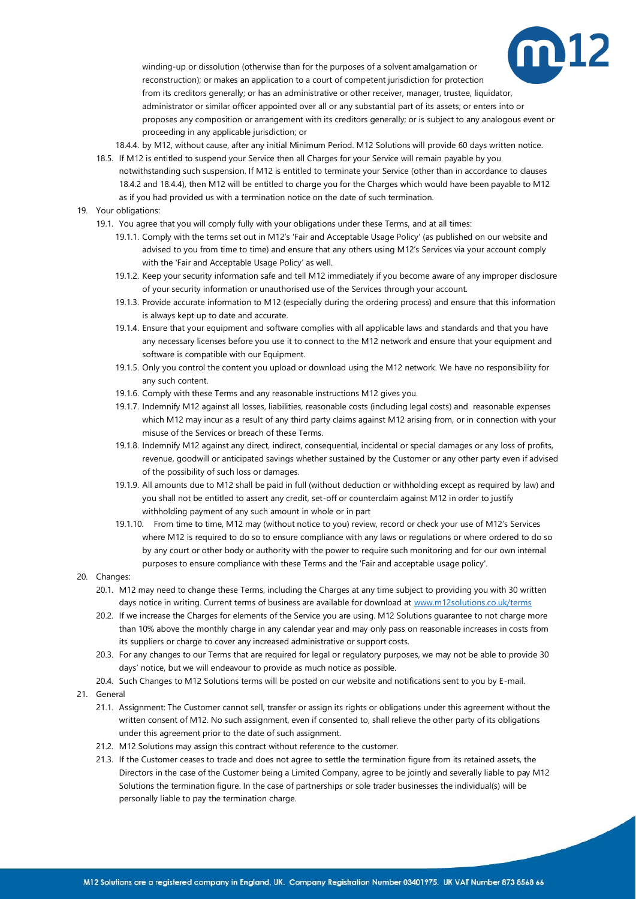winding-up or dissolution (otherwise than for the purposes of a solvent amalgamation or reconstruction); or makes an application to a court of competent jurisdiction for protection from its creditors generally; or has an administrative or other receiver, manager, trustee, liquidator, administrator or similar officer appointed over all or any substantial part of its assets; or enters into or proposes any composition or arrangement with its creditors generally; or is subject to any analogous event or proceeding in any applicable jurisdiction; or

18.4.4. by M12, without cause, after any initial Minimum Period. M12 Solutions will provide 60 days written notice.

18.5. If M12 is entitled to suspend your Service then all Charges for your Service will remain payable by you notwithstanding such suspension. If M12 is entitled to terminate your Service (other than in accordance to clauses 18.4.2 and 18.4.4), then M12 will be entitled to charge you for the Charges which would have been payable to M12 as if you had provided us with a termination notice on the date of such termination.

19. Your obligations:

19.1. You agree that you will comply fully with your obligations under these Terms, and at all times:

19.1.1. Comply with the terms set out in M12's 'Fair and Acceptable Usage Policy' (as published on our website and advised to you from time to time) and ensure that any others using M12's Services via your account comply with the 'Fair and Acceptable Usage Policy' as well.

19.1.2. Keep your security information safe and tell M12 immediately if you become aware of any improper disclosure of your security information or unauthorised use of the Services through your account.

19.1.3. Provide accurate information to M12 (especially during the ordering process) and ensure that this information is always kept up to date and accurate.

19.1.4. Ensure that your equipment and software complies with all applicable laws and standards and that you have any necessary licenses before you use it to connect to the M12 network and ensure that your equipment and software is compatible with our Equipment.

19.1.5. Only you control the content you upload or download using the M12 network. We have no responsibility for any such content.

19.1.6. Comply with these Terms and any reasonable instructions M12 gives you.

19.1.7. Indemnify M12 against all losses, liabilities, reasonable costs (including legal costs) and reasonable expenses which M12 may incur as a result of any third party claims against M12 arising from, or in connection with your misuse of the Services or breach of these Terms.

19.1.8. Indemnify M12 against any direct, indirect, consequential, incidental or special damages or any loss of profits, revenue, goodwill or anticipated savings whether sustained by the Customer or any other party even if advised of the possibility of such loss or damages.

19.1.9. All amounts due to M12 shall be paid in full (without deduction or withholding except as required by law) and you shall not be entitled to assert any credit, set-off or counterclaim against M12 in order to justify withholding payment of any such amount in whole or in part

19.1.10. From time to time, M12 may (without notice to you) review, record or check your use of M12's Services where M12 is required to do so to ensure compliance with any laws or regulations or where ordered to do so by any court or other body or authority with the power to require such monitoring and for our own internal purposes to ensure compliance with these Terms and the 'Fair and acceptable usage policy'.

20. Changes:

20.1. M12 may need to change these Terms, including the Charges at any time subject to providing you with 30 written days notice in writing. Current terms of business are available for download at [www.m12solutions.co.uk/terms](http://www.m12solutions.co.uk/terms)

20.2. If we increase the Charges for elements of the Service you are using. M12 Solutions guarantee to not charge more than 10% above the monthly charge in any calendar year and may only pass on reasonable increases in costs from its suppliers or charge to cover any increased administrative or support costs.

20.3. For any changes to our Terms that are required for legal or regulatory purposes, we may not be able to provide 30 days' notice, but we will endeavour to provide as much notice as possible.

20.4. Such Changes to M12 Solutions terms will be posted on our website and notifications sent to you by E-mail.

21. General

21.1. Assignment: The Customer cannot sell, transfer or assign its rights or obligations under this agreement without the written consent of M12. No such assignment, even if consented to, shall relieve the other party of its obligations under this agreement prior to the date of such assignment.

21.2. M12 Solutions may assign this contract without reference to the customer.

21.3. If the Customer ceases to trade and does not agree to settle the termination figure from its retained assets, the Directors in the case of the Customer being a Limited Company, agree to be jointly and severally liable to pay M12 Solutions the termination figure. In the case of partnerships or sole trader businesses the individual(s) will be personally liable to pay the termination charge.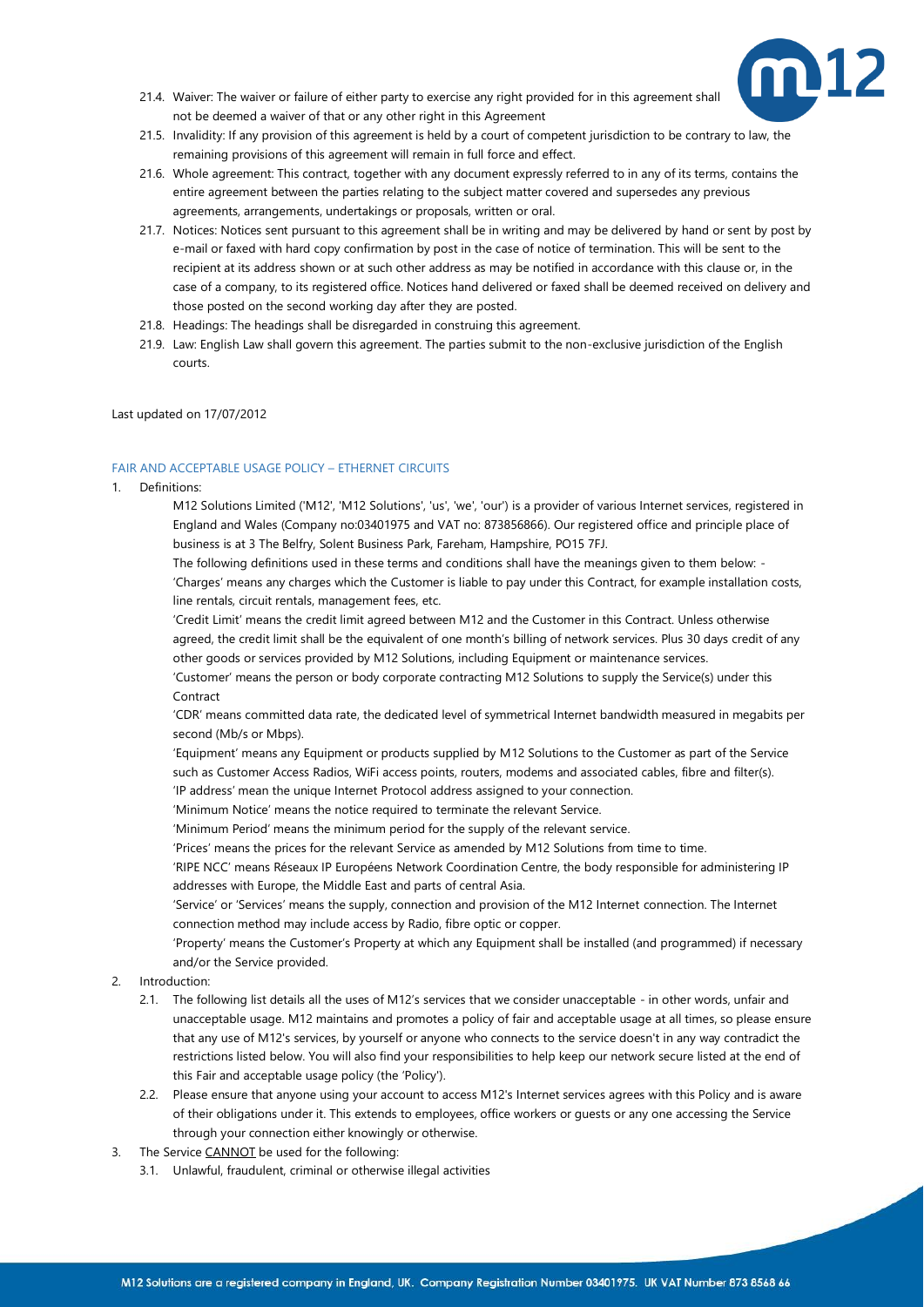21.4. Waiver: The waiver or failure of either party to exercise any right provided for in this agreement shall not be deemed a waiver of that or any other right in this Agreement

21.5. Invalidity: If any provision of this agreement is held by a court of competent jurisdiction to be contrary to law, the remaining provisions of this agreement will remain in full force and effect.

21.6. Whole agreement: This contract, together with any document expressly referred to in any of its terms, contains the entire agreement between the parties relating to the subject matter covered and supersedes any previous agreements, arrangements, undertakings or proposals, written or oral.

21.7. Notices: Notices sent pursuant to this agreement shall be in writing and may be delivered by hand or sent by post by e-mail or faxed with hard copy confirmation by post in the case of notice of termination. This will be sent to the recipient at its address shown or at such other address as may be notified in accordance with this clause or, in the case of a company, to its registered office. Notices hand delivered or faxed shall be deemed received on delivery and those posted on the second working day after they are posted.

21.8. Headings: The headings shall be disregarded in construing this agreement.

21.9. Law: English Law shall govern this agreement. The parties submit to the non-exclusive jurisdiction of the English courts.

Last updated on 17/07/2012

## FAIR AND ACCEPTABLE USAGE POLICY – ETHERNET CIRCUITS

1. Definitions:

   M12 Solutions Limited ('M12', 'M12 Solutions', 'us', 'we', 'our') is a provider of various Internet services, registered in England and Wales (Company no:03401975 and VAT no: 873856866). Our registered office and principle place of business is at 3 The Belfry, Solent Business Park, Fareham, Hampshire, PO15 7FJ.

   The following definitions used in these terms and conditions shall have the meanings given to them below: -

   'Charges' means any charges which the Customer is liable to pay under this Contract, for example installation costs, line rentals, circuit rentals, management fees, etc.

   'Credit Limit' means the credit limit agreed between M12 and the Customer in this Contract. Unless otherwise agreed, the credit limit shall be the equivalent of one month's billing of network services. Plus 30 days credit of any other goods or services provided by M12 Solutions, including Equipment or maintenance services.

   'Customer' means the person or body corporate contracting M12 Solutions to supply the Service(s) under this Contract

   'CDR' means committed data rate, the dedicated level of symmetrical Internet bandwidth measured in megabits per second (Mb/s or Mbps).

   'Equipment' means any Equipment or products supplied by M12 Solutions to the Customer as part of the Service such as Customer Access Radios, WiFi access points, routers, modems and associated cables, fibre and filter(s).

   'IP address' mean the unique Internet Protocol address assigned to your connection.

   'Minimum Notice' means the notice required to terminate the relevant Service.

   'Minimum Period' means the minimum period for the supply of the relevant service.

   'Prices' means the prices for the relevant Service as amended by M12 Solutions from time to time.

   'RIPE NCC' means Réseaux IP Européens Network Coordination Centre, the body responsible for administering IP addresses with Europe, the Middle East and parts of central Asia.

   'Service' or 'Services' means the supply, connection and provision of the M12 Internet connection. The Internet connection method may include access by Radio, fibre optic or copper.

   'Property' means the Customer's Property at which any Equipment shall be installed (and programmed) if necessary and/or the Service provided.

2. Introduction:

   2.1. The following list details all the uses of M12's services that we consider unacceptable - in other words, unfair and unacceptable usage. M12 maintains and promotes a policy of fair and acceptable usage at all times, so please ensure that any use of M12's services, by yourself or anyone who connects to the service doesn't in any way contradict the restrictions listed below. You will also find your responsibilities to help keep our network secure listed at the end of this Fair and acceptable usage policy (the 'Policy').

   2.2. Please ensure that anyone using your account to access M12's Internet services agrees with this Policy and is aware of their obligations under it. This extends to employees, office workers or guests or any one accessing the Service through your connection either knowingly or otherwise.

3. The Service CANNOT be used for the following:

   3.1. Unlawful, fraudulent, criminal or otherwise illegal activities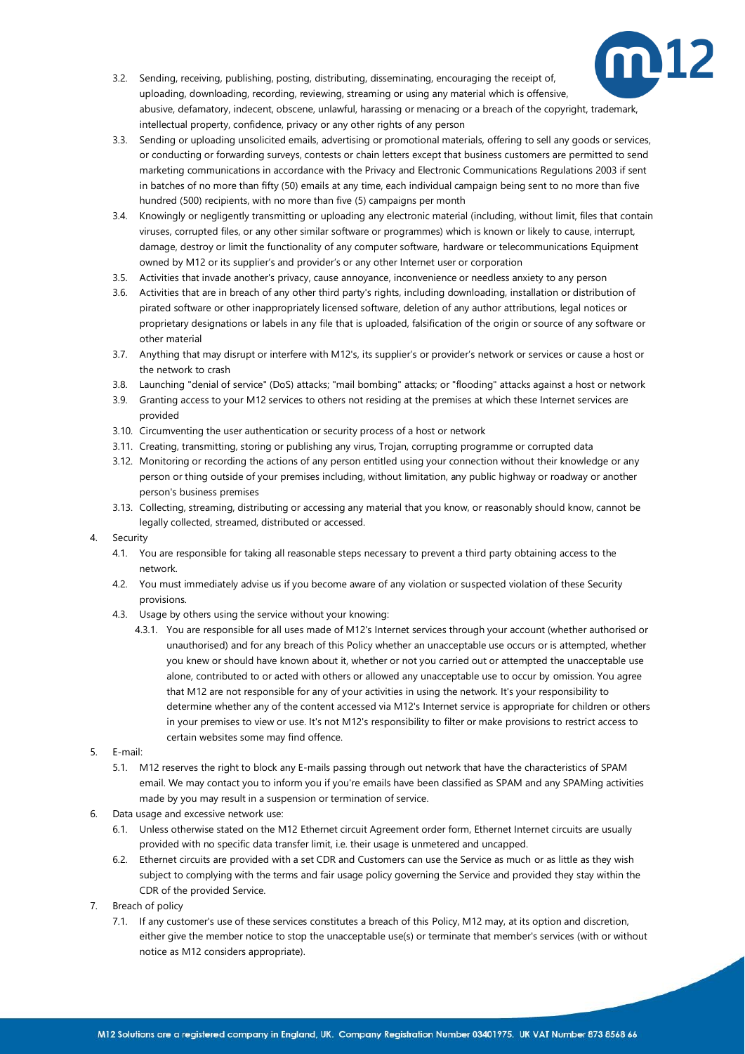3.2. Sending, receiving, publishing, posting, distributing, disseminating, encouraging the receipt of, uploading, downloading, recording, reviewing, streaming or using any material which is offensive, abusive, defamatory, indecent, obscene, unlawful, harassing or menacing or a breach of the copyright, trademark, intellectual property, confidence, privacy or any other rights of any person

3.3. Sending or uploading unsolicited emails, advertising or promotional materials, offering to sell any goods or services, or conducting or forwarding surveys, contests or chain letters except that business customers are permitted to send marketing communications in accordance with the Privacy and Electronic Communications Regulations 2003 if sent in batches of no more than fifty (50) emails at any time, each individual campaign being sent to no more than five hundred (500) recipients, with no more than five (5) campaigns per month

3.4. Knowingly or negligently transmitting or uploading any electronic material (including, without limit, files that contain viruses, corrupted files, or any other similar software or programmes) which is known or likely to cause, interrupt, damage, destroy or limit the functionality of any computer software, hardware or telecommunications Equipment owned by M12 or its supplier's and provider's or any other Internet user or corporation

3.5. Activities that invade another's privacy, cause annoyance, inconvenience or needless anxiety to any person

3.6. Activities that are in breach of any other third party's rights, including downloading, installation or distribution of pirated software or other inappropriately licensed software, deletion of any author attributions, legal notices or proprietary designations or labels in any file that is uploaded, falsification of the origin or source of any software or other material

3.7. Anything that may disrupt or interfere with M12's, its supplier's or provider's network or services or cause a host or the network to crash

3.8. Launching "denial of service" (DoS) attacks; "mail bombing" attacks; or "flooding" attacks against a host or network

3.9. Granting access to your M12 services to others not residing at the premises at which these Internet services are provided

3.10. Circumventing the user authentication or security process of a host or network

3.11. Creating, transmitting, storing or publishing any virus, Trojan, corrupting programme or corrupted data

3.12. Monitoring or recording the actions of any person entitled using your connection without their knowledge or any person or thing outside of your premises including, without limitation, any public highway or roadway or another person's business premises

3.13. Collecting, streaming, distributing or accessing any material that you know, or reasonably should know, cannot be legally collected, streamed, distributed or accessed.

4. Security

4.1. You are responsible for taking all reasonable steps necessary to prevent a third party obtaining access to the network.

4.2. You must immediately advise us if you become aware of any violation or suspected violation of these Security provisions.

4.3. Usage by others using the service without your knowing:

4.3.1. You are responsible for all uses made of M12's Internet services through your account (whether authorised or unauthorised) and for any breach of this Policy whether an unacceptable use occurs or is attempted, whether you knew or should have known about it, whether or not you carried out or attempted the unacceptable use alone, contributed to or acted with others or allowed any unacceptable use to occur by omission. You agree that M12 are not responsible for any of your activities in using the network. It's your responsibility to determine whether any of the content accessed via M12's Internet service is appropriate for children or others in your premises to view or use. It's not M12's responsibility to filter or make provisions to restrict access to certain websites some may find offence.

5. E-mail:

5.1. M12 reserves the right to block any E-mails passing through out network that have the characteristics of SPAM email. We may contact you to inform you if you're emails have been classified as SPAM and any SPAMing activities made by you may result in a suspension or termination of service.

6. Data usage and excessive network use:

6.1. Unless otherwise stated on the M12 Ethernet circuit Agreement order form, Ethernet Internet circuits are usually provided with no specific data transfer limit, i.e. their usage is unmetered and uncapped.

6.2. Ethernet circuits are provided with a set CDR and Customers can use the Service as much or as little as they wish subject to complying with the terms and fair usage policy governing the Service and provided they stay within the CDR of the provided Service.

7. Breach of policy

7.1. If any customer's use of these services constitutes a breach of this Policy, M12 may, at its option and discretion, either give the member notice to stop the unacceptable use(s) or terminate that member's services (with or without notice as M12 considers appropriate).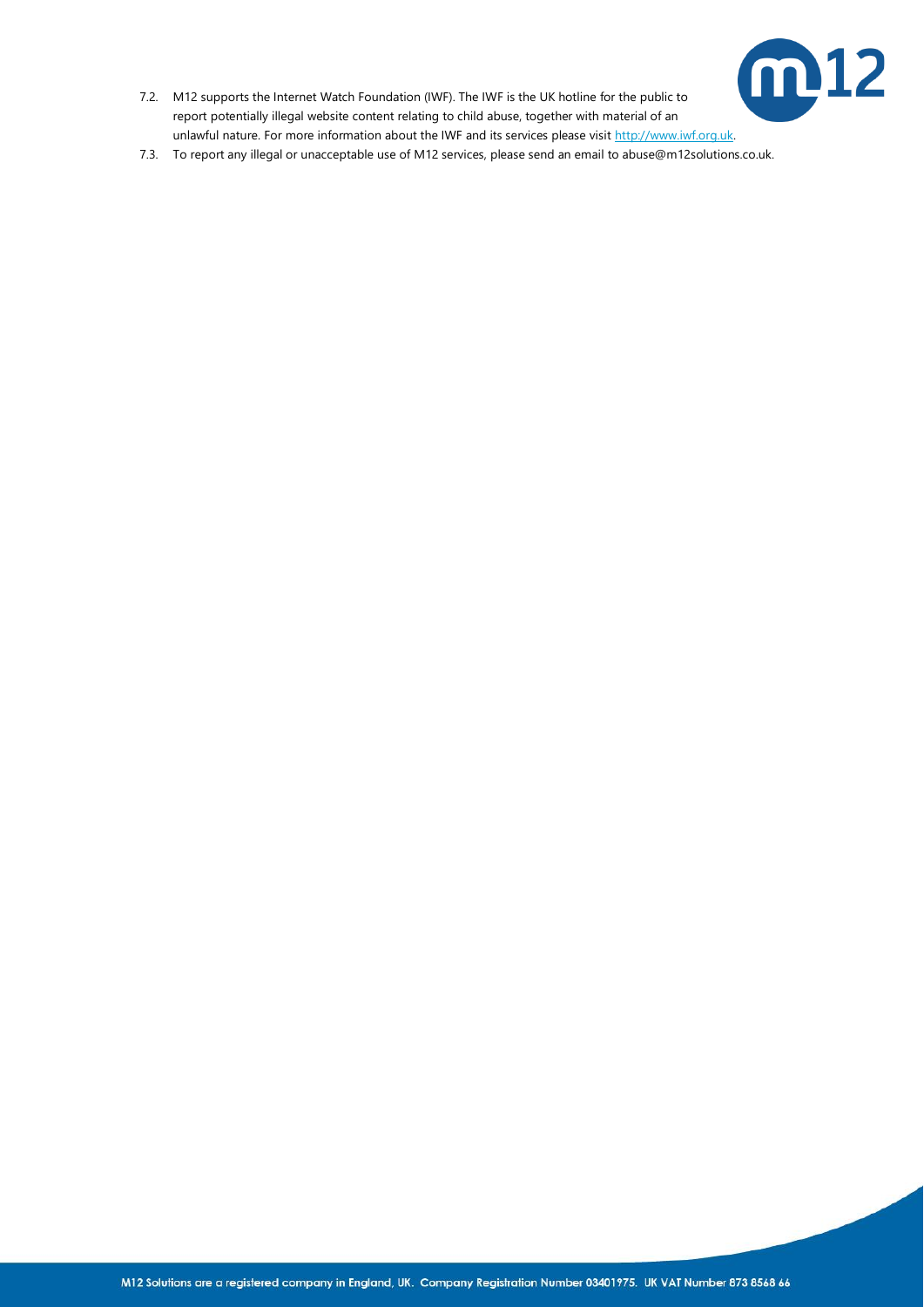7.2. M12 supports the Internet Watch Foundation (IWF). The IWF is the UK hotline for the public to report potentially illegal website content relating to child abuse, together with material of an unlawful nature. For more information about the IWF and its services please visit [http://www.iwf.org.uk](http://www.iwf.org.uk).

7.3. To report any illegal or unacceptable use of M12 services, please send an email to abuse@m12solutions.co.uk.